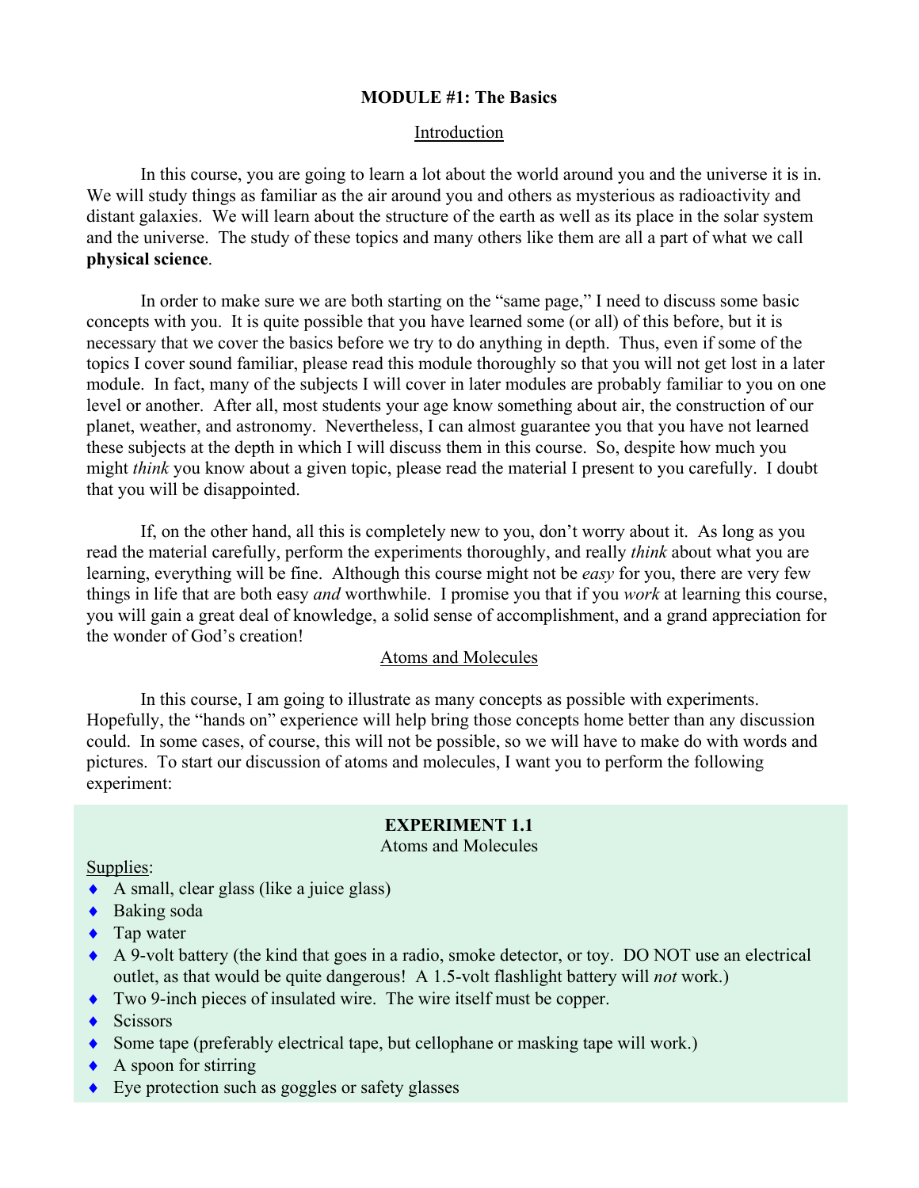# MODULE #1: The Basics

## Introduction

In this course, you are going to learn a lot about the world around you and the universe it is in. We will study things as familiar as the air around you and others as mysterious as radioactivity and distant galaxies. We will learn about the structure of the earth as well as its place in the solar system and the universe. The study of these topics and many others like them are all a part of what we call **physical science**.

In order to make sure we are both starting on the "same page," I need to discuss some basic concepts with you. It is quite possible that you have learned some (or all) of this before, but it is necessary that we cover the basics before we try to do anything in depth. Thus, even if some of the topics I cover sound familiar, please read this module thoroughly so that you will not get lost in a later module. In fact, many of the subjects I will cover in later modules are probably familiar to you on one level or another. After all, most students your age know something about air, the construction of our planet, weather, and astronomy. Nevertheless, I can almost guarantee you that you have not learned these subjects at the depth in which I will discuss them in this course. So, despite how much you might *think* you know about a given topic, please read the material I present to you carefully. I doubt that you will be disappointed.

If, on the other hand, all this is completely new to you, don't worry about it. As long as you read the material carefully, perform the experiments thoroughly, and really *think* about what you are learning, everything will be fine. Although this course might not be *easy* for you, there are very few things in life that are both easy *and* worthwhile. I promise you that if you *work* at learning this course, you will gain a great deal of knowledge, a solid sense of accomplishment, and a grand appreciation for the wonder of God's creation!

## Atoms and Molecules

In this course, I am going to illustrate as many concepts as possible with experiments. Hopefully, the "hands on" experience will help bring those concepts home better than any discussion could. In some cases, of course, this will not be possible, so we will have to make do with words and pictures. To start our discussion of atoms and molecules, I want you to perform the following experiment:

### EXPERIMENT 1.1
Atoms and Molecules

Supplies:

- A small, clear glass (like a juice glass)
- Baking soda
- Tap water
- A 9-volt battery (the kind that goes in a radio, smoke detector, or toy. DO NOT use an electrical outlet, as that would be quite dangerous! A 1.5-volt flashlight battery will *not* work.)
- Two 9-inch pieces of insulated wire. The wire itself must be copper.
- Scissors
- Some tape (preferably electrical tape, but cellophane or masking tape will work.)
- A spoon for stirring
- Eye protection such as goggles or safety glasses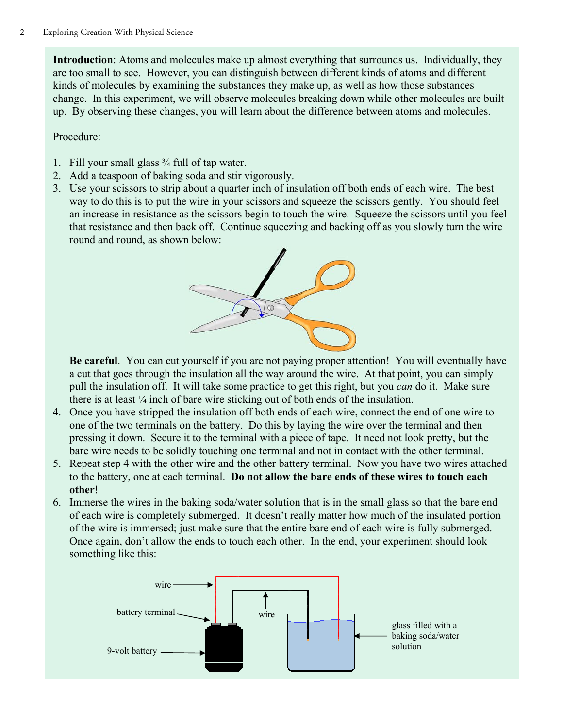**Introduction**: Atoms and molecules make up almost everything that surrounds us. Individually, they are too small to see. However, you can distinguish between different kinds of atoms and different kinds of molecules by examining the substances they make up, as well as how those substances change. In this experiment, we will observe molecules breaking down while other molecules are built up. By observing these changes, you will learn about the difference between atoms and molecules.

Procedure:

1. Fill your small glass ¾ full of tap water.
2. Add a teaspoon of baking soda and stir vigorously.
3. Use your scissors to strip about a quarter inch of insulation off both ends of each wire. The best way to do this is to put the wire in your scissors and squeeze the scissors gently. You should feel an increase in resistance as the scissors begin to touch the wire. Squeeze the scissors until you feel that resistance and then back off. Continue squeezing and backing off as you slowly turn the wire round and round, as shown below:

   **Be careful**. You can cut yourself if you are not paying proper attention! You will eventually have a cut that goes through the insulation all the way around the wire. At that point, you can simply pull the insulation off. It will take some practice to get this right, but you *can* do it. Make sure there is at least ¼ inch of bare wire sticking out of both ends of the insulation.
4. Once you have stripped the insulation off both ends of each wire, connect the end of one wire to one of the two terminals on the battery. Do this by laying the wire over the terminal and then pressing it down. Secure it to the terminal with a piece of tape. It need not look pretty, but the bare wire needs to be solidly touching one terminal and not in contact with the other terminal.
5. Repeat step 4 with the other wire and the other battery terminal. Now you have two wires attached to the battery, one at each terminal. **Do not allow the bare ends of these wires to touch each other**!
6. Immerse the wires in the baking soda/water solution that is in the small glass so that the bare end of each wire is completely submerged. It doesn't really matter how much of the insulated portion of the wire is immersed; just make sure that the entire bare end of each wire is fully submerged. Once again, don't allow the ends to touch each other. In the end, your experiment should look something like this:

wire, battery terminal, 9-volt battery, wire, glass filled with a baking soda/water solution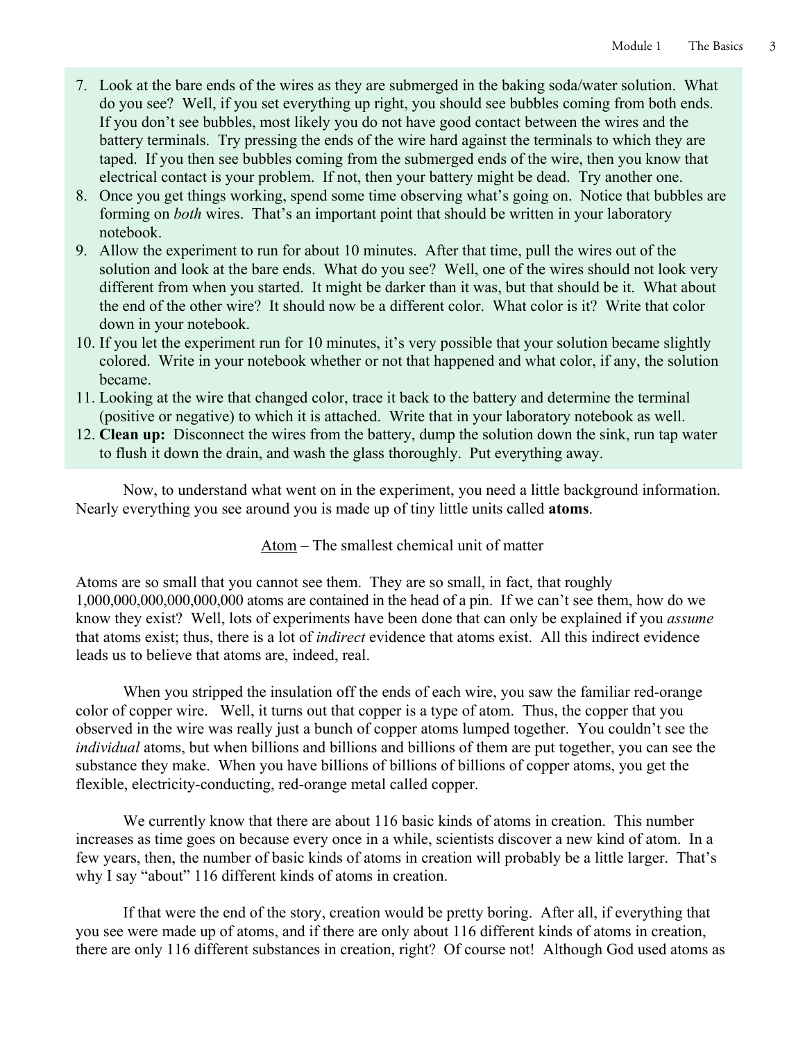7. Look at the bare ends of the wires as they are submerged in the baking soda/water solution. What do you see? Well, if you set everything up right, you should see bubbles coming from both ends. If you don't see bubbles, most likely you do not have good contact between the wires and the battery terminals. Try pressing the ends of the wire hard against the terminals to which they are taped. If you then see bubbles coming from the submerged ends of the wire, then you know that electrical contact is your problem. If not, then your battery might be dead. Try another one.
8. Once you get things working, spend some time observing what's going on. Notice that bubbles are forming on *both* wires. That's an important point that should be written in your laboratory notebook.
9. Allow the experiment to run for about 10 minutes. After that time, pull the wires out of the solution and look at the bare ends. What do you see? Well, one of the wires should not look very different from when you started. It might be darker than it was, but that should be it. What about the end of the other wire? It should now be a different color. What color is it? Write that color down in your notebook.
10. If you let the experiment run for 10 minutes, it's very possible that your solution became slightly colored. Write in your notebook whether or not that happened and what color, if any, the solution became.
11. Looking at the wire that changed color, trace it back to the battery and determine the terminal (positive or negative) to which it is attached. Write that in your laboratory notebook as well.
12. **Clean up:** Disconnect the wires from the battery, dump the solution down the sink, run tap water to flush it down the drain, and wash the glass thoroughly. Put everything away.

Now, to understand what went on in the experiment, you need a little background information. Nearly everything you see around you is made up of tiny little units called **atoms**.

Atom – The smallest chemical unit of matter

Atoms are so small that you cannot see them. They are so small, in fact, that roughly 1,000,000,000,000,000,000 atoms are contained in the head of a pin. If we can't see them, how do we know they exist? Well, lots of experiments have been done that can only be explained if you *assume* that atoms exist; thus, there is a lot of *indirect* evidence that atoms exist. All this indirect evidence leads us to believe that atoms are, indeed, real.

When you stripped the insulation off the ends of each wire, you saw the familiar red-orange color of copper wire. Well, it turns out that copper is a type of atom. Thus, the copper that you observed in the wire was really just a bunch of copper atoms lumped together. You couldn't see the *individual* atoms, but when billions and billions and billions of them are put together, you can see the substance they make. When you have billions of billions of billions of copper atoms, you get the flexible, electricity-conducting, red-orange metal called copper.

We currently know that there are about 116 basic kinds of atoms in creation. This number increases as time goes on because every once in a while, scientists discover a new kind of atom. In a few years, then, the number of basic kinds of atoms in creation will probably be a little larger. That's why I say "about" 116 different kinds of atoms in creation.

If that were the end of the story, creation would be pretty boring. After all, if everything that you see were made up of atoms, and if there are only about 116 different kinds of atoms in creation, there are only 116 different substances in creation, right? Of course not! Although God used atoms as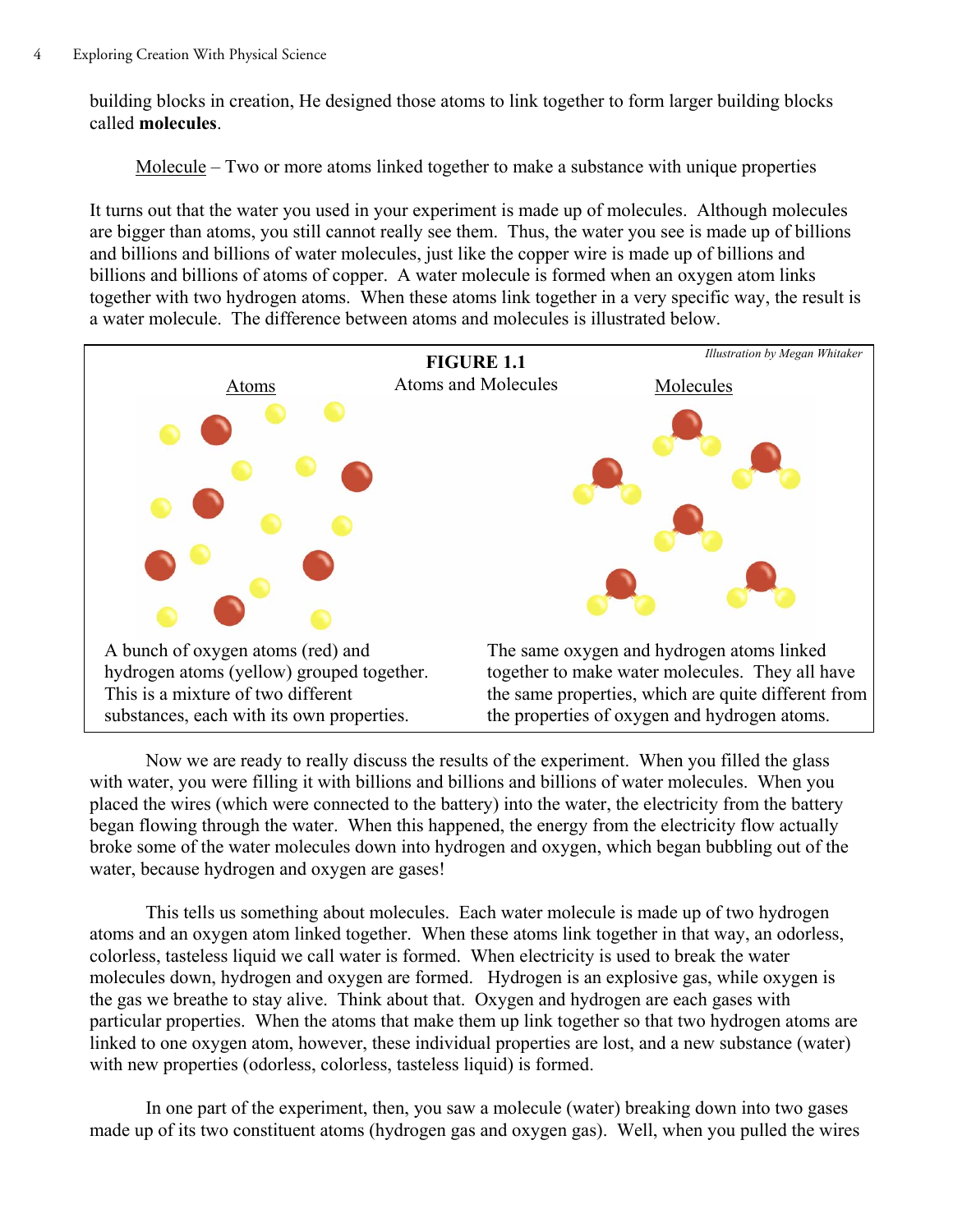building blocks in creation, He designed those atoms to link together to form larger building blocks called **molecules**.

> Molecule – Two or more atoms linked together to make a substance with unique properties

It turns out that the water you used in your experiment is made up of molecules. Although molecules are bigger than atoms, you still cannot really see them. Thus, the water you see is made up of billions and billions and billions of water molecules, just like the copper wire is made up of billions and billions and billions of atoms of copper. A water molecule is formed when an oxygen atom links together with two hydrogen atoms. When these atoms link together in a very specific way, the result is a water molecule. The difference between atoms and molecules is illustrated below.

**FIGURE 1.1**
Atoms and Molecules

*Illustration by Megan Whitaker*

Atoms

Molecules

A bunch of oxygen atoms (red) and hydrogen atoms (yellow) grouped together. This is a mixture of two different substances, each with its own properties.

The same oxygen and hydrogen atoms linked together to make water molecules. They all have the same properties, which are quite different from the properties of oxygen and hydrogen atoms.

Now we are ready to really discuss the results of the experiment. When you filled the glass with water, you were filling it with billions and billions and billions of water molecules. When you placed the wires (which were connected to the battery) into the water, the electricity from the battery began flowing through the water. When this happened, the energy from the electricity flow actually broke some of the water molecules down into hydrogen and oxygen, which began bubbling out of the water, because hydrogen and oxygen are gases!

This tells us something about molecules. Each water molecule is made up of two hydrogen atoms and an oxygen atom linked together. When these atoms link together in that way, an odorless, colorless, tasteless liquid we call water is formed. When electricity is used to break the water molecules down, hydrogen and oxygen are formed. Hydrogen is an explosive gas, while oxygen is the gas we breathe to stay alive. Think about that. Oxygen and hydrogen are each gases with particular properties. When the atoms that make them up link together so that two hydrogen atoms are linked to one oxygen atom, however, these individual properties are lost, and a new substance (water) with new properties (odorless, colorless, tasteless liquid) is formed.

In one part of the experiment, then, you saw a molecule (water) breaking down into two gases made up of its two constituent atoms (hydrogen gas and oxygen gas). Well, when you pulled the wires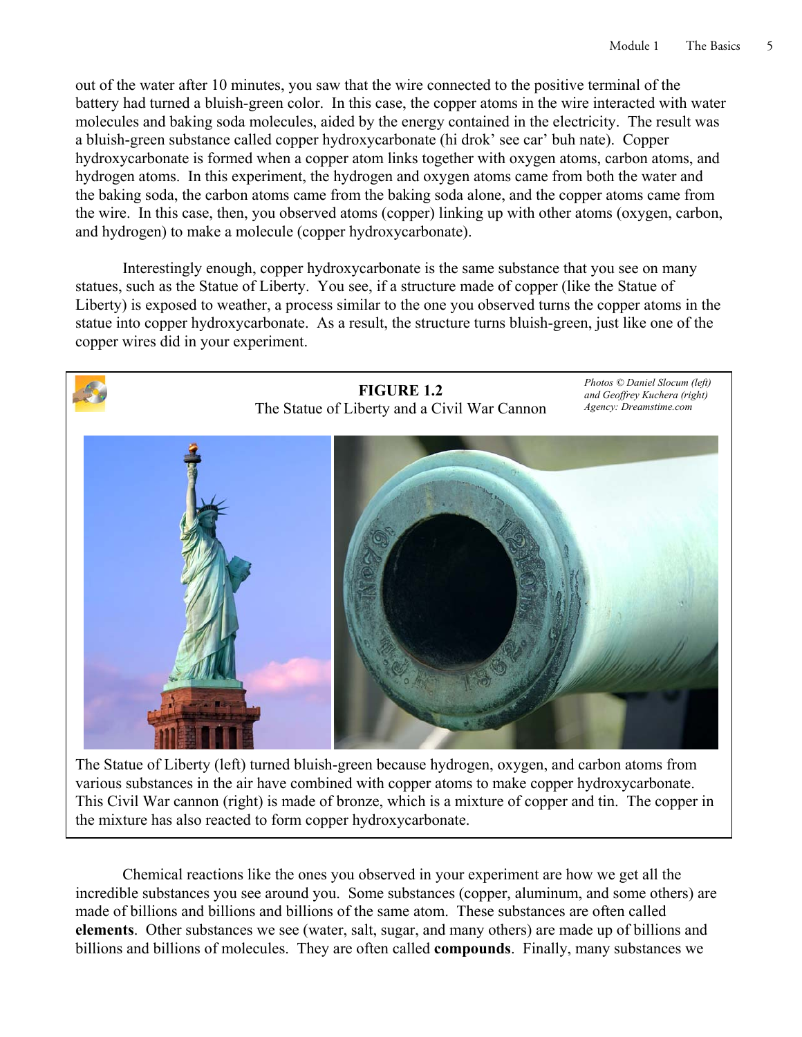out of the water after 10 minutes, you saw that the wire connected to the positive terminal of the battery had turned a bluish-green color. In this case, the copper atoms in the wire interacted with water molecules and baking soda molecules, aided by the energy contained in the electricity. The result was a bluish-green substance called copper hydroxycarbonate (hi drok' see car' buh nate). Copper hydroxycarbonate is formed when a copper atom links together with oxygen atoms, carbon atoms, and hydrogen atoms. In this experiment, the hydrogen and oxygen atoms came from both the water and the baking soda, the carbon atoms came from the baking soda alone, and the copper atoms came from the wire. In this case, then, you observed atoms (copper) linking up with other atoms (oxygen, carbon, and hydrogen) to make a molecule (copper hydroxycarbonate).

Interestingly enough, copper hydroxycarbonate is the same substance that you see on many statues, such as the Statue of Liberty. You see, if a structure made of copper (like the Statue of Liberty) is exposed to weather, a process similar to the one you observed turns the copper atoms in the statue into copper hydroxycarbonate. As a result, the structure turns bluish-green, just like one of the copper wires did in your experiment.

**FIGURE 1.2**
The Statue of Liberty and a Civil War Cannon

*Photos © Daniel Slocum (left) and Geoffrey Kuchera (right) Agency: Dreamstime.com*

The Statue of Liberty (left) turned bluish-green because hydrogen, oxygen, and carbon atoms from various substances in the air have combined with copper atoms to make copper hydroxycarbonate. This Civil War cannon (right) is made of bronze, which is a mixture of copper and tin. The copper in the mixture has also reacted to form copper hydroxycarbonate.

Chemical reactions like the ones you observed in your experiment are how we get all the incredible substances you see around you. Some substances (copper, aluminum, and some others) are made of billions and billions and billions of the same atom. These substances are often called **elements**. Other substances we see (water, salt, sugar, and many others) are made up of billions and billions and billions of molecules. They are often called **compounds**. Finally, many substances we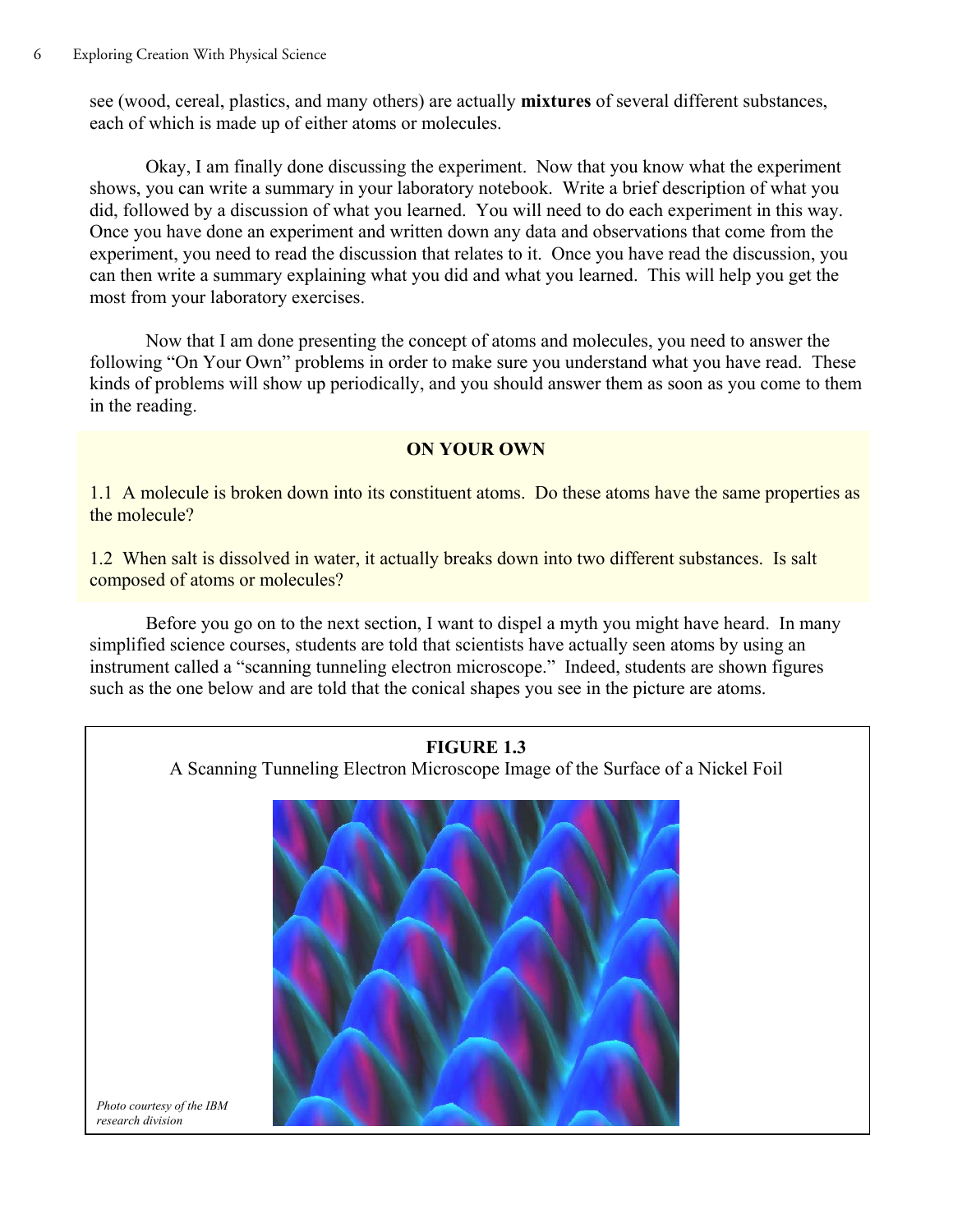see (wood, cereal, plastics, and many others) are actually **mixtures** of several different substances, each of which is made up of either atoms or molecules.

Okay, I am finally done discussing the experiment. Now that you know what the experiment shows, you can write a summary in your laboratory notebook. Write a brief description of what you did, followed by a discussion of what you learned. You will need to do each experiment in this way. Once you have done an experiment and written down any data and observations that come from the experiment, you need to read the discussion that relates to it. Once you have read the discussion, you can then write a summary explaining what you did and what you learned. This will help you get the most from your laboratory exercises.

Now that I am done presenting the concept of atoms and molecules, you need to answer the following "On Your Own" problems in order to make sure you understand what you have read. These kinds of problems will show up periodically, and you should answer them as soon as you come to them in the reading.

**ON YOUR OWN**

1.1 A molecule is broken down into its constituent atoms. Do these atoms have the same properties as the molecule?

1.2 When salt is dissolved in water, it actually breaks down into two different substances. Is salt composed of atoms or molecules?

Before you go on to the next section, I want to dispel a myth you might have heard. In many simplified science courses, students are told that scientists have actually seen atoms by using an instrument called a "scanning tunneling electron microscope." Indeed, students are shown figures such as the one below and are told that the conical shapes you see in the picture are atoms.

**FIGURE 1.3**
A Scanning Tunneling Electron Microscope Image of the Surface of a Nickel Foil

*Photo courtesy of the IBM research division*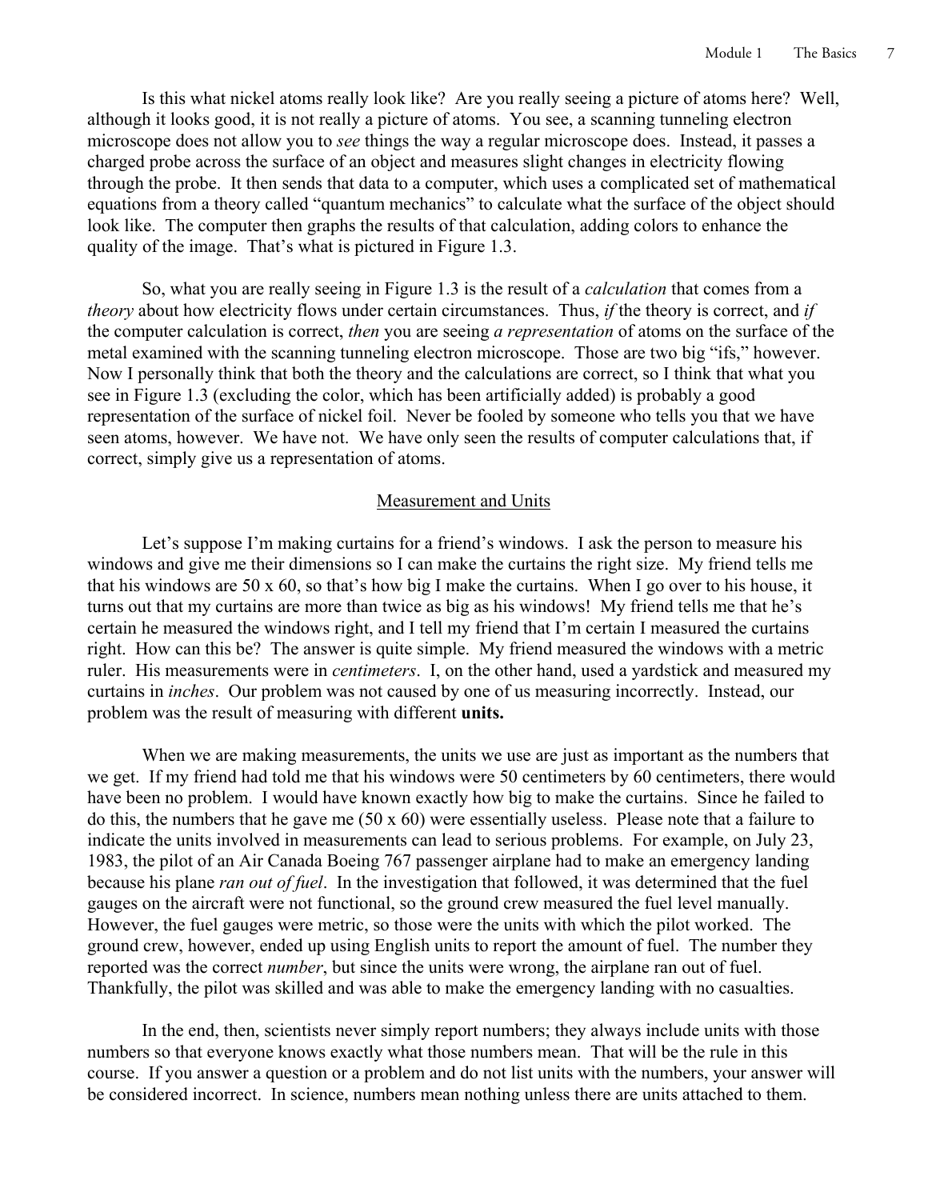Is this what nickel atoms really look like? Are you really seeing a picture of atoms here? Well, although it looks good, it is not really a picture of atoms. You see, a scanning tunneling electron microscope does not allow you to *see* things the way a regular microscope does. Instead, it passes a charged probe across the surface of an object and measures slight changes in electricity flowing through the probe. It then sends that data to a computer, which uses a complicated set of mathematical equations from a theory called "quantum mechanics" to calculate what the surface of the object should look like. The computer then graphs the results of that calculation, adding colors to enhance the quality of the image. That's what is pictured in Figure 1.3.

So, what you are really seeing in Figure 1.3 is the result of a *calculation* that comes from a *theory* about how electricity flows under certain circumstances. Thus, *if* the theory is correct, and *if* the computer calculation is correct, *then* you are seeing *a representation* of atoms on the surface of the metal examined with the scanning tunneling electron microscope. Those are two big "ifs," however. Now I personally think that both the theory and the calculations are correct, so I think that what you see in Figure 1.3 (excluding the color, which has been artificially added) is probably a good representation of the surface of nickel foil. Never be fooled by someone who tells you that we have seen atoms, however. We have not. We have only seen the results of computer calculations that, if correct, simply give us a representation of atoms.

## Measurement and Units

Let's suppose I'm making curtains for a friend's windows. I ask the person to measure his windows and give me their dimensions so I can make the curtains the right size. My friend tells me that his windows are 50 x 60, so that's how big I make the curtains. When I go over to his house, it turns out that my curtains are more than twice as big as his windows! My friend tells me that he's certain he measured the windows right, and I tell my friend that I'm certain I measured the curtains right. How can this be? The answer is quite simple. My friend measured the windows with a metric ruler. His measurements were in *centimeters*. I, on the other hand, used a yardstick and measured my curtains in *inches*. Our problem was not caused by one of us measuring incorrectly. Instead, our problem was the result of measuring with different **units.**

When we are making measurements, the units we use are just as important as the numbers that we get. If my friend had told me that his windows were 50 centimeters by 60 centimeters, there would have been no problem. I would have known exactly how big to make the curtains. Since he failed to do this, the numbers that he gave me (50 x 60) were essentially useless. Please note that a failure to indicate the units involved in measurements can lead to serious problems. For example, on July 23, 1983, the pilot of an Air Canada Boeing 767 passenger airplane had to make an emergency landing because his plane *ran out of fuel*. In the investigation that followed, it was determined that the fuel gauges on the aircraft were not functional, so the ground crew measured the fuel level manually. However, the fuel gauges were metric, so those were the units with which the pilot worked. The ground crew, however, ended up using English units to report the amount of fuel. The number they reported was the correct *number*, but since the units were wrong, the airplane ran out of fuel. Thankfully, the pilot was skilled and was able to make the emergency landing with no casualties.

In the end, then, scientists never simply report numbers; they always include units with those numbers so that everyone knows exactly what those numbers mean. That will be the rule in this course. If you answer a question or a problem and do not list units with the numbers, your answer will be considered incorrect. In science, numbers mean nothing unless there are units attached to them.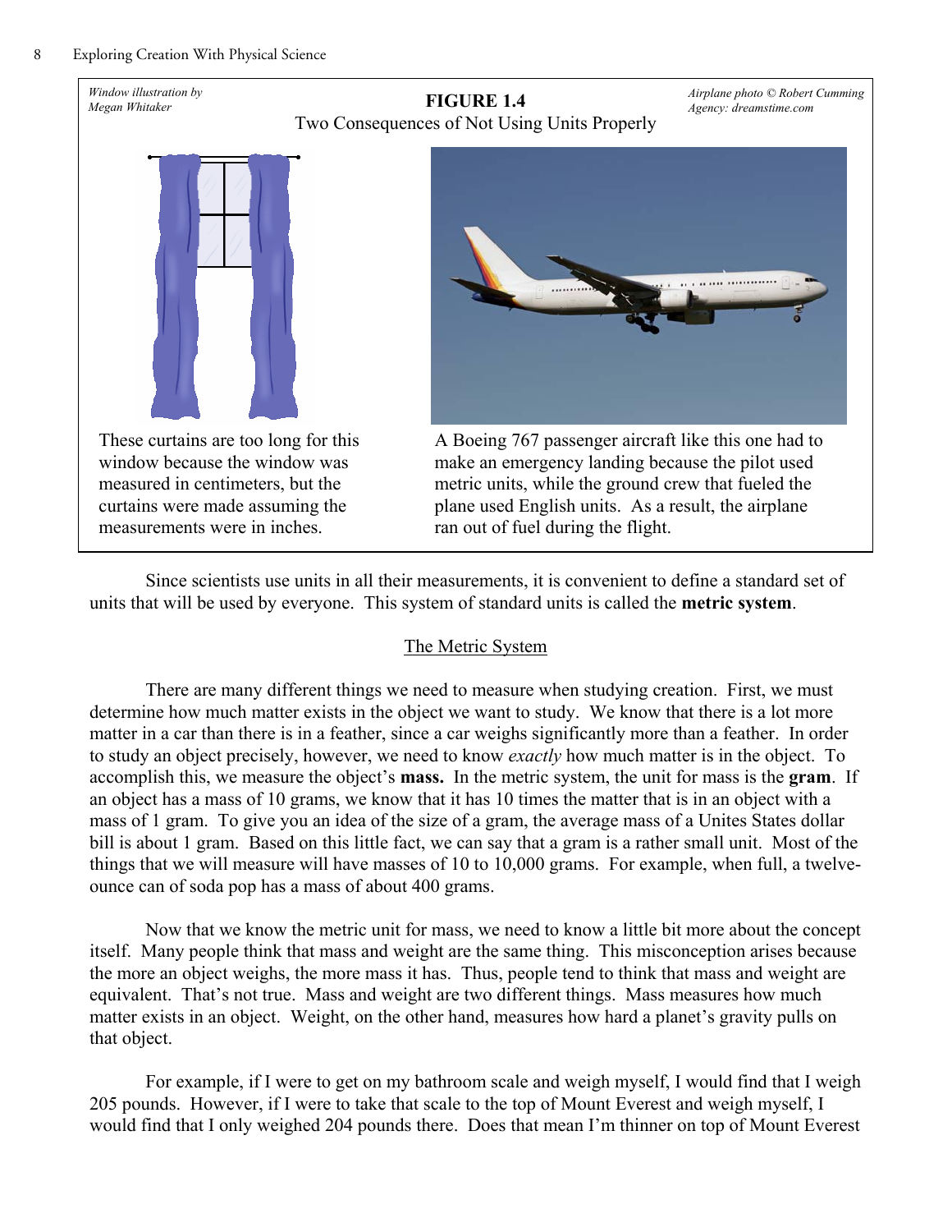*Window illustration by Megan Whitaker*

**FIGURE 1.4**
Two Consequences of Not Using Units Properly

*Airplane photo © Robert Cumming Agency: dreamstime.com*

These curtains are too long for this window because the window was measured in centimeters, but the curtains were made assuming the measurements were in inches.

A Boeing 767 passenger aircraft like this one had to make an emergency landing because the pilot used metric units, while the ground crew that fueled the plane used English units. As a result, the airplane ran out of fuel during the flight.

Since scientists use units in all their measurements, it is convenient to define a standard set of units that will be used by everyone. This system of standard units is called the **metric system**.

## The Metric System

There are many different things we need to measure when studying creation. First, we must determine how much matter exists in the object we want to study. We know that there is a lot more matter in a car than there is in a feather, since a car weighs significantly more than a feather. In order to study an object precisely, however, we need to know *exactly* how much matter is in the object. To accomplish this, we measure the object's **mass.** In the metric system, the unit for mass is the **gram**. If an object has a mass of 10 grams, we know that it has 10 times the matter that is in an object with a mass of 1 gram. To give you an idea of the size of a gram, the average mass of a Unites States dollar bill is about 1 gram. Based on this little fact, we can say that a gram is a rather small unit. Most of the things that we will measure will have masses of 10 to 10,000 grams. For example, when full, a twelve-ounce can of soda pop has a mass of about 400 grams.

Now that we know the metric unit for mass, we need to know a little bit more about the concept itself. Many people think that mass and weight are the same thing. This misconception arises because the more an object weighs, the more mass it has. Thus, people tend to think that mass and weight are equivalent. That's not true. Mass and weight are two different things. Mass measures how much matter exists in an object. Weight, on the other hand, measures how hard a planet's gravity pulls on that object.

For example, if I were to get on my bathroom scale and weigh myself, I would find that I weigh 205 pounds. However, if I were to take that scale to the top of Mount Everest and weigh myself, I would find that I only weighed 204 pounds there. Does that mean I'm thinner on top of Mount Everest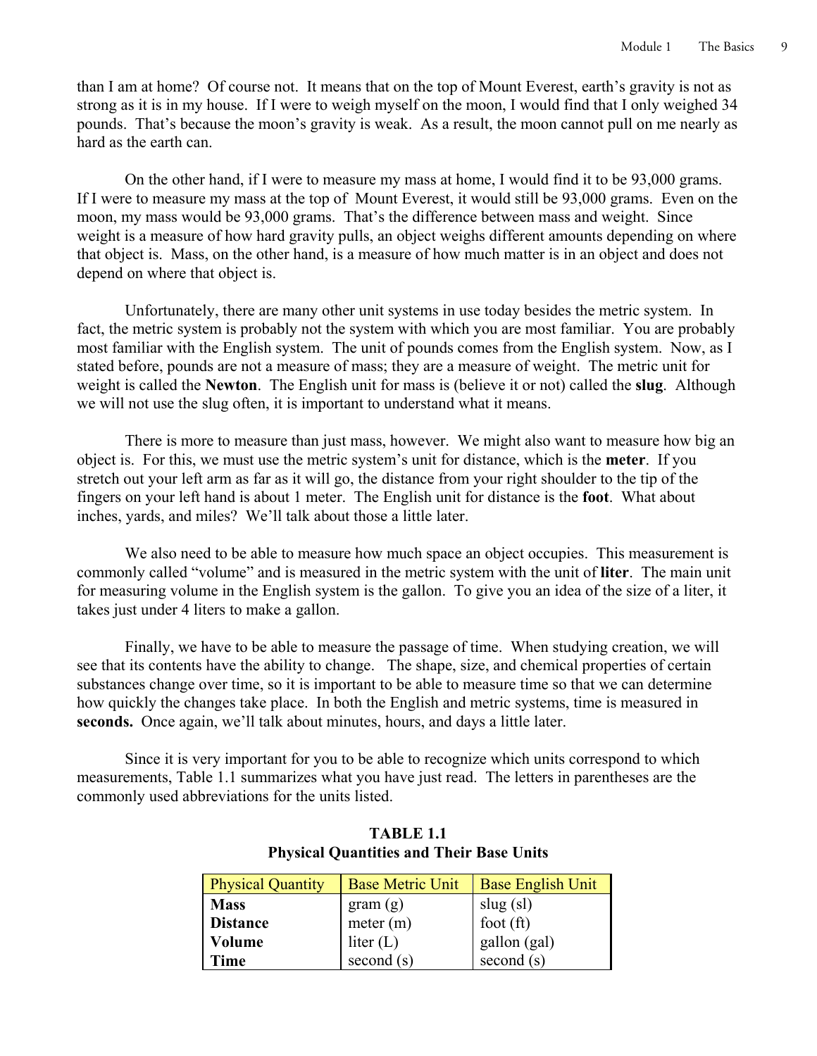than I am at home? Of course not. It means that on the top of Mount Everest, earth's gravity is not as strong as it is in my house. If I were to weigh myself on the moon, I would find that I only weighed 34 pounds. That's because the moon's gravity is weak. As a result, the moon cannot pull on me nearly as hard as the earth can.

On the other hand, if I were to measure my mass at home, I would find it to be 93,000 grams. If I were to measure my mass at the top of Mount Everest, it would still be 93,000 grams. Even on the moon, my mass would be 93,000 grams. That's the difference between mass and weight. Since weight is a measure of how hard gravity pulls, an object weighs different amounts depending on where that object is. Mass, on the other hand, is a measure of how much matter is in an object and does not depend on where that object is.

Unfortunately, there are many other unit systems in use today besides the metric system. In fact, the metric system is probably not the system with which you are most familiar. You are probably most familiar with the English system. The unit of pounds comes from the English system. Now, as I stated before, pounds are not a measure of mass; they are a measure of weight. The metric unit for weight is called the **Newton**. The English unit for mass is (believe it or not) called the **slug**. Although we will not use the slug often, it is important to understand what it means.

There is more to measure than just mass, however. We might also want to measure how big an object is. For this, we must use the metric system's unit for distance, which is the **meter**. If you stretch out your left arm as far as it will go, the distance from your right shoulder to the tip of the fingers on your left hand is about 1 meter. The English unit for distance is the **foot**. What about inches, yards, and miles? We'll talk about those a little later.

We also need to be able to measure how much space an object occupies. This measurement is commonly called "volume" and is measured in the metric system with the unit of **liter**. The main unit for measuring volume in the English system is the gallon. To give you an idea of the size of a liter, it takes just under 4 liters to make a gallon.

Finally, we have to be able to measure the passage of time. When studying creation, we will see that its contents have the ability to change. The shape, size, and chemical properties of certain substances change over time, so it is important to be able to measure time so that we can determine how quickly the changes take place. In both the English and metric systems, time is measured in **seconds.** Once again, we'll talk about minutes, hours, and days a little later.

Since it is very important for you to be able to recognize which units correspond to which measurements, Table 1.1 summarizes what you have just read. The letters in parentheses are the commonly used abbreviations for the units listed.

**TABLE 1.1**
**Physical Quantities and Their Base Units**

| Physical Quantity | Base Metric Unit | Base English Unit |
|---|---|---|
| **Mass** | gram (g) | slug (sl) |
| **Distance** | meter (m) | foot (ft) |
| **Volume** | liter (L) | gallon (gal) |
| **Time** | second (s) | second (s) |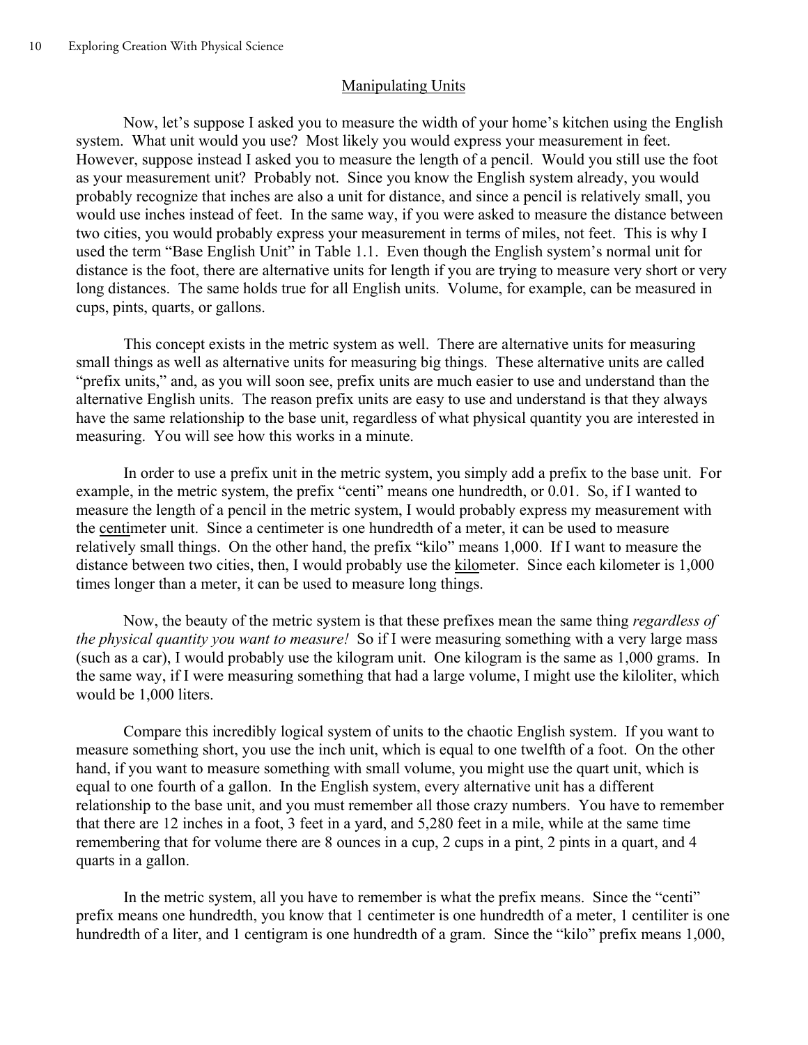## Manipulating Units

Now, let's suppose I asked you to measure the width of your home's kitchen using the English system. What unit would you use? Most likely you would express your measurement in feet. However, suppose instead I asked you to measure the length of a pencil. Would you still use the foot as your measurement unit? Probably not. Since you know the English system already, you would probably recognize that inches are also a unit for distance, and since a pencil is relatively small, you would use inches instead of feet. In the same way, if you were asked to measure the distance between two cities, you would probably express your measurement in terms of miles, not feet. This is why I used the term "Base English Unit" in Table 1.1. Even though the English system's normal unit for distance is the foot, there are alternative units for length if you are trying to measure very short or very long distances. The same holds true for all English units. Volume, for example, can be measured in cups, pints, quarts, or gallons.

This concept exists in the metric system as well. There are alternative units for measuring small things as well as alternative units for measuring big things. These alternative units are called "prefix units," and, as you will soon see, prefix units are much easier to use and understand than the alternative English units. The reason prefix units are easy to use and understand is that they always have the same relationship to the base unit, regardless of what physical quantity you are interested in measuring. You will see how this works in a minute.

In order to use a prefix unit in the metric system, you simply add a prefix to the base unit. For example, in the metric system, the prefix "centi" means one hundredth, or 0.01. So, if I wanted to measure the length of a pencil in the metric system, I would probably express my measurement with the <u>centi</u>meter unit. Since a centimeter is one hundredth of a meter, it can be used to measure relatively small things. On the other hand, the prefix "kilo" means 1,000. If I want to measure the distance between two cities, then, I would probably use the <u>kilo</u>meter. Since each kilometer is 1,000 times longer than a meter, it can be used to measure long things.

Now, the beauty of the metric system is that these prefixes mean the same thing *regardless of the physical quantity you want to measure!* So if I were measuring something with a very large mass (such as a car), I would probably use the kilogram unit. One kilogram is the same as 1,000 grams. In the same way, if I were measuring something that had a large volume, I might use the kiloliter, which would be 1,000 liters.

Compare this incredibly logical system of units to the chaotic English system. If you want to measure something short, you use the inch unit, which is equal to one twelfth of a foot. On the other hand, if you want to measure something with small volume, you might use the quart unit, which is equal to one fourth of a gallon. In the English system, every alternative unit has a different relationship to the base unit, and you must remember all those crazy numbers. You have to remember that there are 12 inches in a foot, 3 feet in a yard, and 5,280 feet in a mile, while at the same time remembering that for volume there are 8 ounces in a cup, 2 cups in a pint, 2 pints in a quart, and 4 quarts in a gallon.

In the metric system, all you have to remember is what the prefix means. Since the "centi" prefix means one hundredth, you know that 1 centimeter is one hundredth of a meter, 1 centiliter is one hundredth of a liter, and 1 centigram is one hundredth of a gram. Since the "kilo" prefix means 1,000,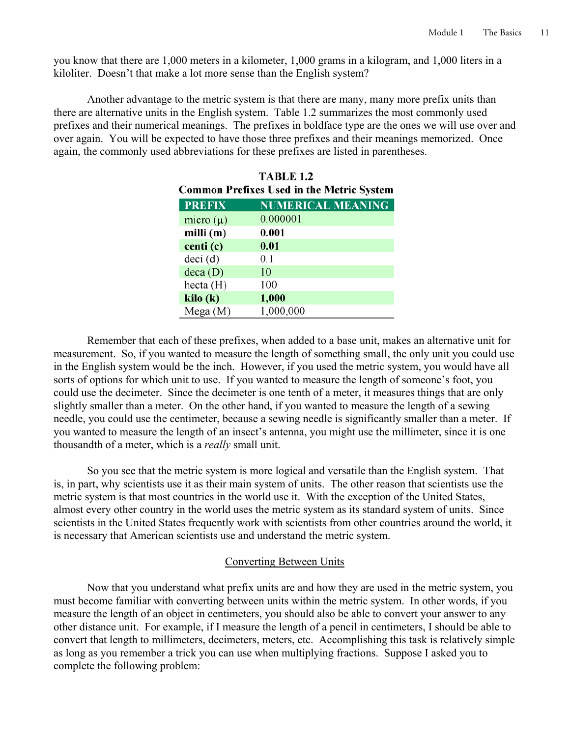you know that there are 1,000 meters in a kilometer, 1,000 grams in a kilogram, and 1,000 liters in a kiloliter. Doesn't that make a lot more sense than the English system?

Another advantage to the metric system is that there are many, many more prefix units than there are alternative units in the English system. Table 1.2 summarizes the most commonly used prefixes and their numerical meanings. The prefixes in boldface type are the ones we will use over and over again. You will be expected to have those three prefixes and their meanings memorized. Once again, the commonly used abbreviations for these prefixes are listed in parentheses.

**TABLE 1.2**
**Common Prefixes Used in the Metric System**

| PREFIX | NUMERICAL MEANING |
|---|---|
| micro (μ) | 0.000001 |
| **milli (m)** | **0.001** |
| **centi (c)** | **0.01** |
| deci (d) | 0.1 |
| deca (D) | 10 |
| hecta (H) | 100 |
| **kilo (k)** | **1,000** |
| Mega (M) | 1,000,000 |

Remember that each of these prefixes, when added to a base unit, makes an alternative unit for measurement. So, if you wanted to measure the length of something small, the only unit you could use in the English system would be the inch. However, if you used the metric system, you would have all sorts of options for which unit to use. If you wanted to measure the length of someone's foot, you could use the decimeter. Since the decimeter is one tenth of a meter, it measures things that are only slightly smaller than a meter. On the other hand, if you wanted to measure the length of a sewing needle, you could use the centimeter, because a sewing needle is significantly smaller than a meter. If you wanted to measure the length of an insect's antenna, you might use the millimeter, since it is one thousandth of a meter, which is a *really* small unit.

So you see that the metric system is more logical and versatile than the English system. That is, in part, why scientists use it as their main system of units. The other reason that scientists use the metric system is that most countries in the world use it. With the exception of the United States, almost every other country in the world uses the metric system as its standard system of units. Since scientists in the United States frequently work with scientists from other countries around the world, it is necessary that American scientists use and understand the metric system.

## Converting Between Units

Now that you understand what prefix units are and how they are used in the metric system, you must become familiar with converting between units within the metric system. In other words, if you measure the length of an object in centimeters, you should also be able to convert your answer to any other distance unit. For example, if I measure the length of a pencil in centimeters, I should be able to convert that length to millimeters, decimeters, meters, etc. Accomplishing this task is relatively simple as long as you remember a trick you can use when multiplying fractions. Suppose I asked you to complete the following problem: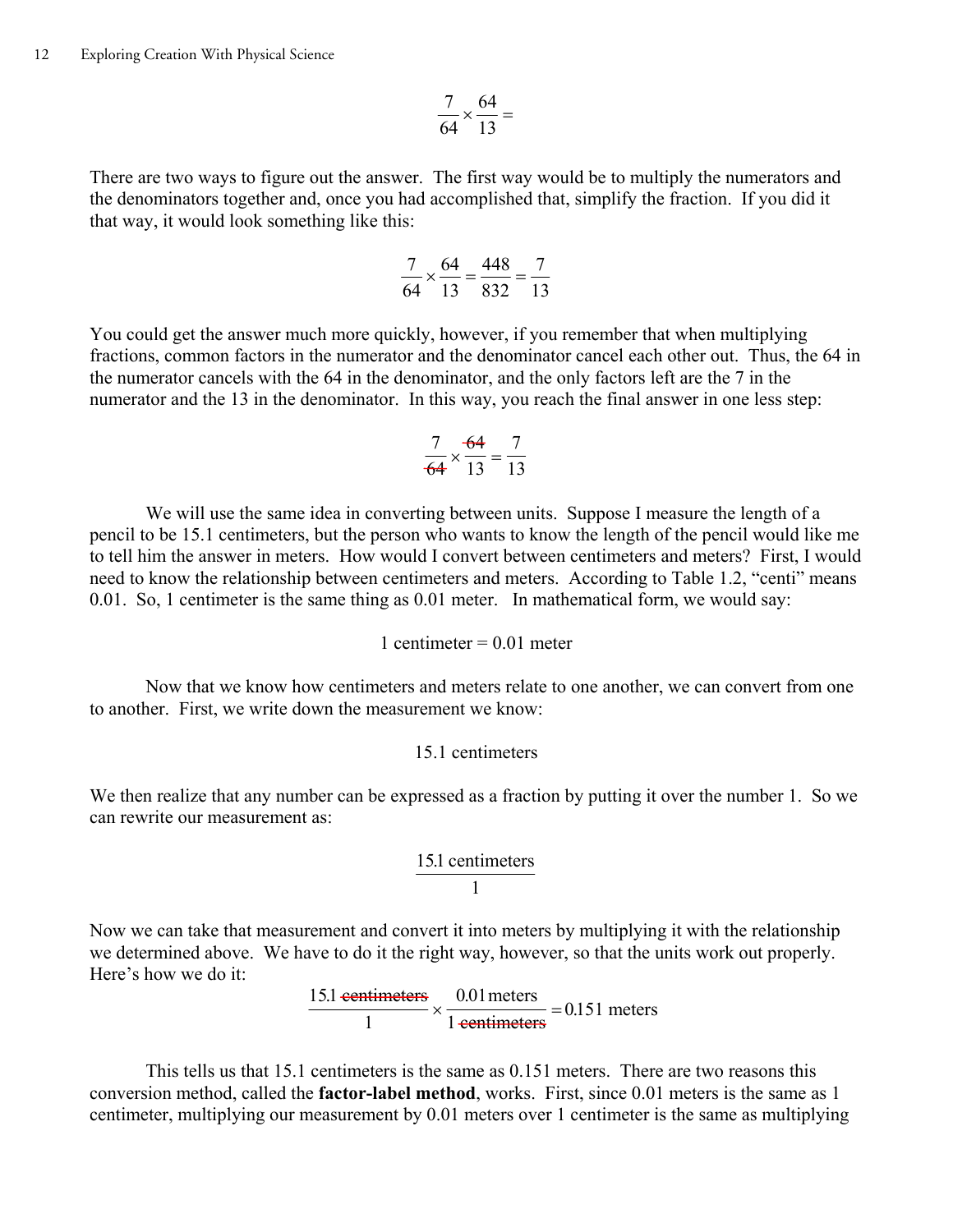$$\frac{7}{64} \times \frac{64}{13} =$$

There are two ways to figure out the answer. The first way would be to multiply the numerators and the denominators together and, once you had accomplished that, simplify the fraction. If you did it that way, it would look something like this:

$$\frac{7}{64} \times \frac{64}{13} = \frac{448}{832} = \frac{7}{13}$$

You could get the answer much more quickly, however, if you remember that when multiplying fractions, common factors in the numerator and the denominator cancel each other out. Thus, the 64 in the numerator cancels with the 64 in the denominator, and the only factors left are the 7 in the numerator and the 13 in the denominator. In this way, you reach the final answer in one less step:

$$\frac{7}{\cancel{64}} \times \frac{\cancel{64}}{13} = \frac{7}{13}$$

We will use the same idea in converting between units. Suppose I measure the length of a pencil to be 15.1 centimeters, but the person who wants to know the length of the pencil would like me to tell him the answer in meters. How would I convert between centimeters and meters? First, I would need to know the relationship between centimeters and meters. According to Table 1.2, "centi" means 0.01. So, 1 centimeter is the same thing as 0.01 meter. In mathematical form, we would say:

$$1 \text{ centimeter} = 0.01 \text{ meter}$$

Now that we know how centimeters and meters relate to one another, we can convert from one to another. First, we write down the measurement we know:

$$15.1 \text{ centimeters}$$

We then realize that any number can be expressed as a fraction by putting it over the number 1. So we can rewrite our measurement as:

$$\frac{15.1 \text{ centimeters}}{1}$$

Now we can take that measurement and convert it into meters by multiplying it with the relationship we determined above. We have to do it the right way, however, so that the units work out properly. Here's how we do it:

$$\frac{15.1 \cancel{\text{centimeters}}}{1} \times \frac{0.01 \text{ meters}}{1 \cancel{\text{centimeters}}} = 0.151 \text{ meters}$$

This tells us that 15.1 centimeters is the same as 0.151 meters. There are two reasons this conversion method, called the **factor-label method**, works. First, since 0.01 meters is the same as 1 centimeter, multiplying our measurement by 0.01 meters over 1 centimeter is the same as multiplying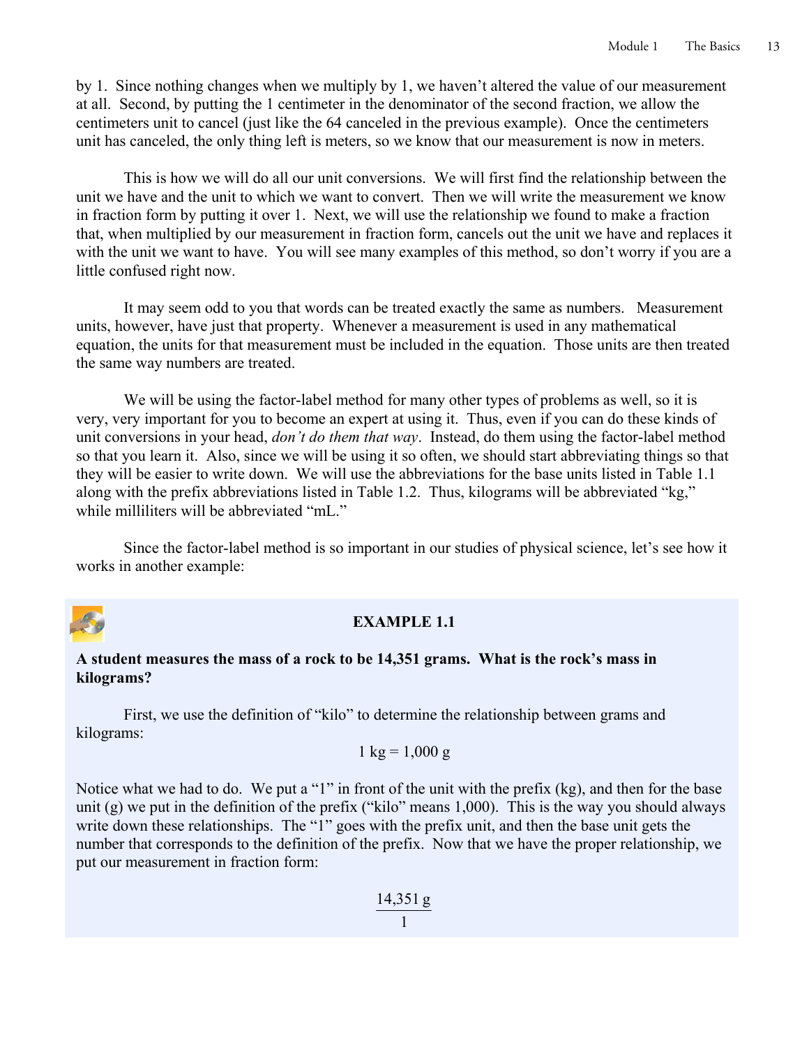by 1. Since nothing changes when we multiply by 1, we haven't altered the value of our measurement at all. Second, by putting the 1 centimeter in the denominator of the second fraction, we allow the centimeters unit to cancel (just like the 64 canceled in the previous example). Once the centimeters unit has canceled, the only thing left is meters, so we know that our measurement is now in meters.

This is how we will do all our unit conversions. We will first find the relationship between the unit we have and the unit to which we want to convert. Then we will write the measurement we know in fraction form by putting it over 1. Next, we will use the relationship we found to make a fraction that, when multiplied by our measurement in fraction form, cancels out the unit we have and replaces it with the unit we want to have. You will see many examples of this method, so don't worry if you are a little confused right now.

It may seem odd to you that words can be treated exactly the same as numbers. Measurement units, however, have just that property. Whenever a measurement is used in any mathematical equation, the units for that measurement must be included in the equation. Those units are then treated the same way numbers are treated.

We will be using the factor-label method for many other types of problems as well, so it is very, very important for you to become an expert at using it. Thus, even if you can do these kinds of unit conversions in your head, *don't do them that way*. Instead, do them using the factor-label method so that you learn it. Also, since we will be using it so often, we should start abbreviating things so that they will be easier to write down. We will use the abbreviations for the base units listed in Table 1.1 along with the prefix abbreviations listed in Table 1.2. Thus, kilograms will be abbreviated "kg," while milliliters will be abbreviated "mL."

Since the factor-label method is so important in our studies of physical science, let's see how it works in another example:

### EXAMPLE 1.1

**A student measures the mass of a rock to be 14,351 grams. What is the rock's mass in kilograms?**

First, we use the definition of "kilo" to determine the relationship between grams and kilograms:

$$1 \text{ kg} = 1{,}000 \text{ g}$$

Notice what we had to do. We put a "1" in front of the unit with the prefix (kg), and then for the base unit (g) we put in the definition of the prefix ("kilo" means 1,000). This is the way you should always write down these relationships. The "1" goes with the prefix unit, and then the base unit gets the number that corresponds to the definition of the prefix. Now that we have the proper relationship, we put our measurement in fraction form:

$$\frac{14{,}351 \text{ g}}{1}$$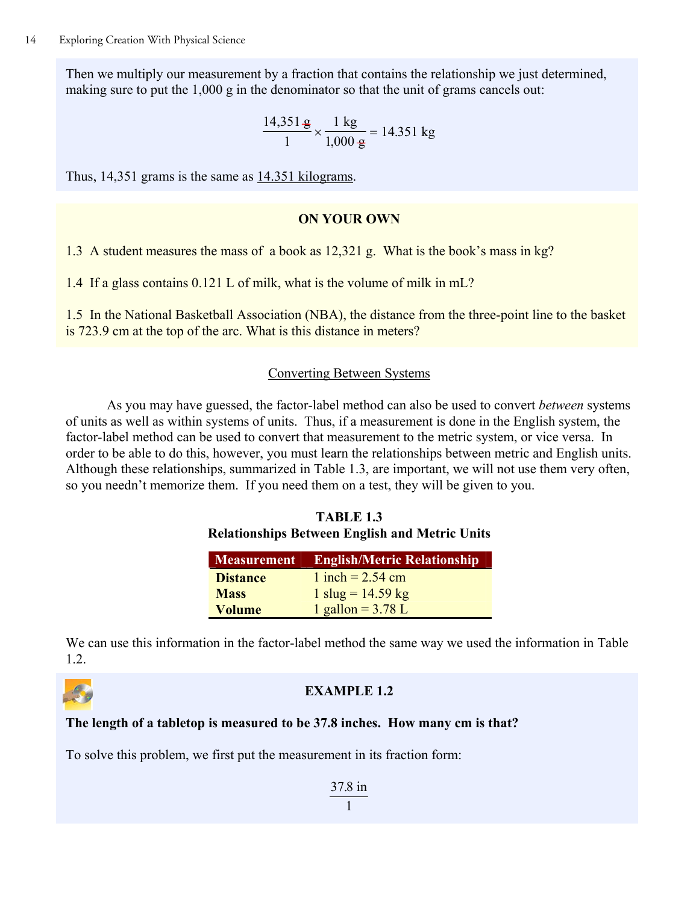Then we multiply our measurement by a fraction that contains the relationship we just determined, making sure to put the 1,000 g in the denominator so that the unit of grams cancels out:

$$\frac{14{,}351\ \cancel{\text{g}}}{1} \times \frac{1\ \text{kg}}{1{,}000\ \cancel{\text{g}}} = 14.351\ \text{kg}$$

Thus, 14,351 grams is the same as 14.351 kilograms.

**ON YOUR OWN**

1.3 A student measures the mass of a book as 12,321 g. What is the book's mass in kg?

1.4 If a glass contains 0.121 L of milk, what is the volume of milk in mL?

1.5 In the National Basketball Association (NBA), the distance from the three-point line to the basket is 723.9 cm at the top of the arc. What is this distance in meters?

## Converting Between Systems

As you may have guessed, the factor-label method can also be used to convert *between* systems of units as well as within systems of units. Thus, if a measurement is done in the English system, the factor-label method can be used to convert that measurement to the metric system, or vice versa. In order to be able to do this, however, you must learn the relationships between metric and English units. Although these relationships, summarized in Table 1.3, are important, we will not use them very often, so you needn't memorize them. If you need them on a test, they will be given to you.

**TABLE 1.3**
**Relationships Between English and Metric Units**

| Measurement | English/Metric Relationship |
|---|---|
| **Distance** | 1 inch = 2.54 cm |
| **Mass** | 1 slug = 14.59 kg |
| **Volume** | 1 gallon = 3.78 L |

We can use this information in the factor-label method the same way we used the information in Table 1.2.

**EXAMPLE 1.2**

**The length of a tabletop is measured to be 37.8 inches. How many cm is that?**

To solve this problem, we first put the measurement in its fraction form:

$$\frac{37.8\ \text{in}}{1}$$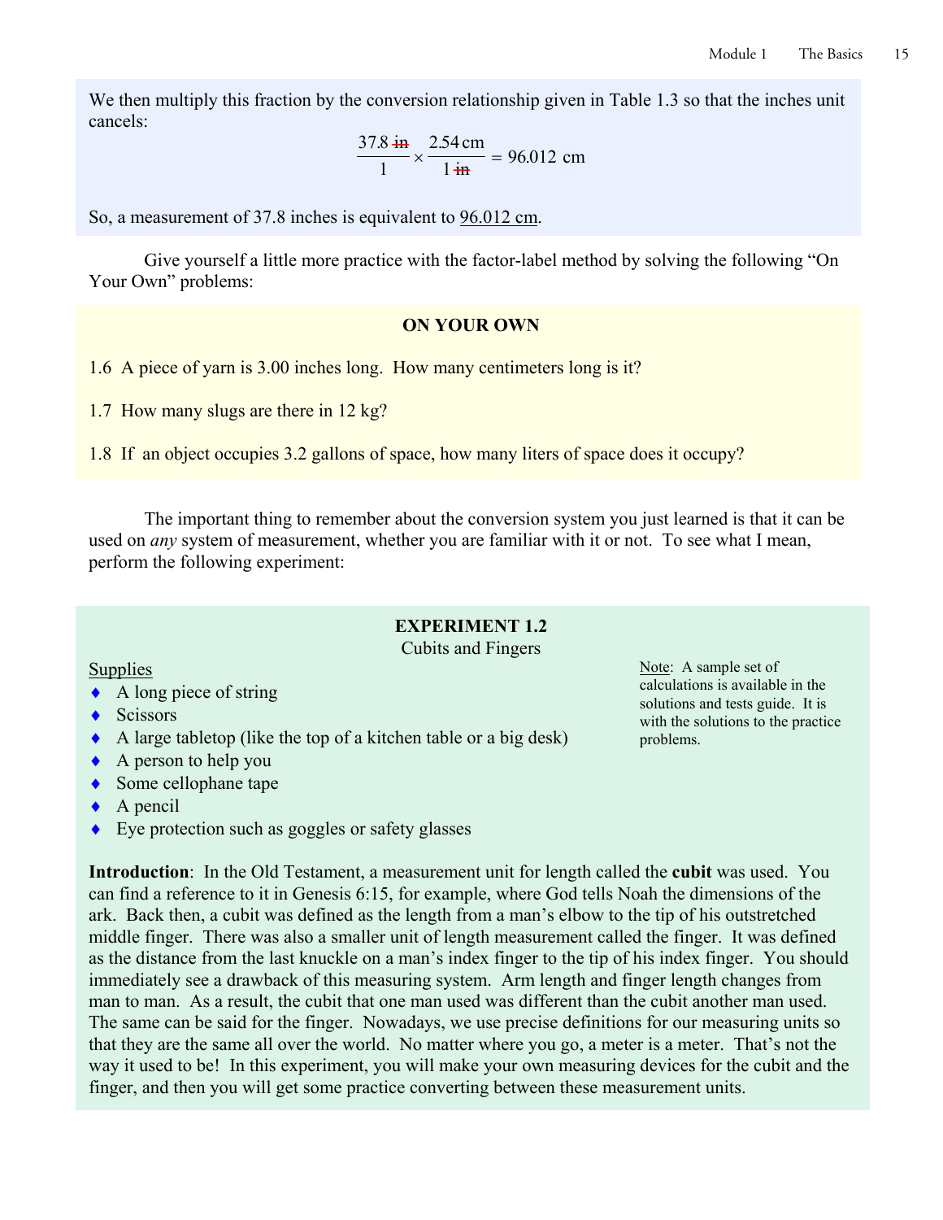We then multiply this fraction by the conversion relationship given in Table 1.3 so that the inches unit cancels:

$$\frac{37.8\ \cancel{\text{in}}}{1} \times \frac{2.54\ \text{cm}}{1\ \cancel{\text{in}}} = 96.012\ \text{cm}$$

So, a measurement of 37.8 inches is equivalent to 96.012 cm.

Give yourself a little more practice with the factor-label method by solving the following "On Your Own" problems:

**ON YOUR OWN**

1.6 A piece of yarn is 3.00 inches long. How many centimeters long is it?

1.7 How many slugs are there in 12 kg?

1.8 If an object occupies 3.2 gallons of space, how many liters of space does it occupy?

The important thing to remember about the conversion system you just learned is that it can be used on *any* system of measurement, whether you are familiar with it or not. To see what I mean, perform the following experiment:

**EXPERIMENT 1.2**

Cubits and Fingers

Supplies
- A long piece of string
- Scissors
- A large tabletop (like the top of a kitchen table or a big desk)
- A person to help you
- Some cellophane tape
- A pencil
- Eye protection such as goggles or safety glasses

Note: A sample set of calculations is available in the solutions and tests guide. It is with the solutions to the practice problems.

**Introduction**: In the Old Testament, a measurement unit for length called the **cubit** was used. You can find a reference to it in Genesis 6:15, for example, where God tells Noah the dimensions of the ark. Back then, a cubit was defined as the length from a man's elbow to the tip of his outstretched middle finger. There was also a smaller unit of length measurement called the finger. It was defined as the distance from the last knuckle on a man's index finger to the tip of his index finger. You should immediately see a drawback of this measuring system. Arm length and finger length changes from man to man. As a result, the cubit that one man used was different than the cubit another man used. The same can be said for the finger. Nowadays, we use precise definitions for our measuring units so that they are the same all over the world. No matter where you go, a meter is a meter. That's not the way it used to be! In this experiment, you will make your own measuring devices for the cubit and the finger, and then you will get some practice converting between these measurement units.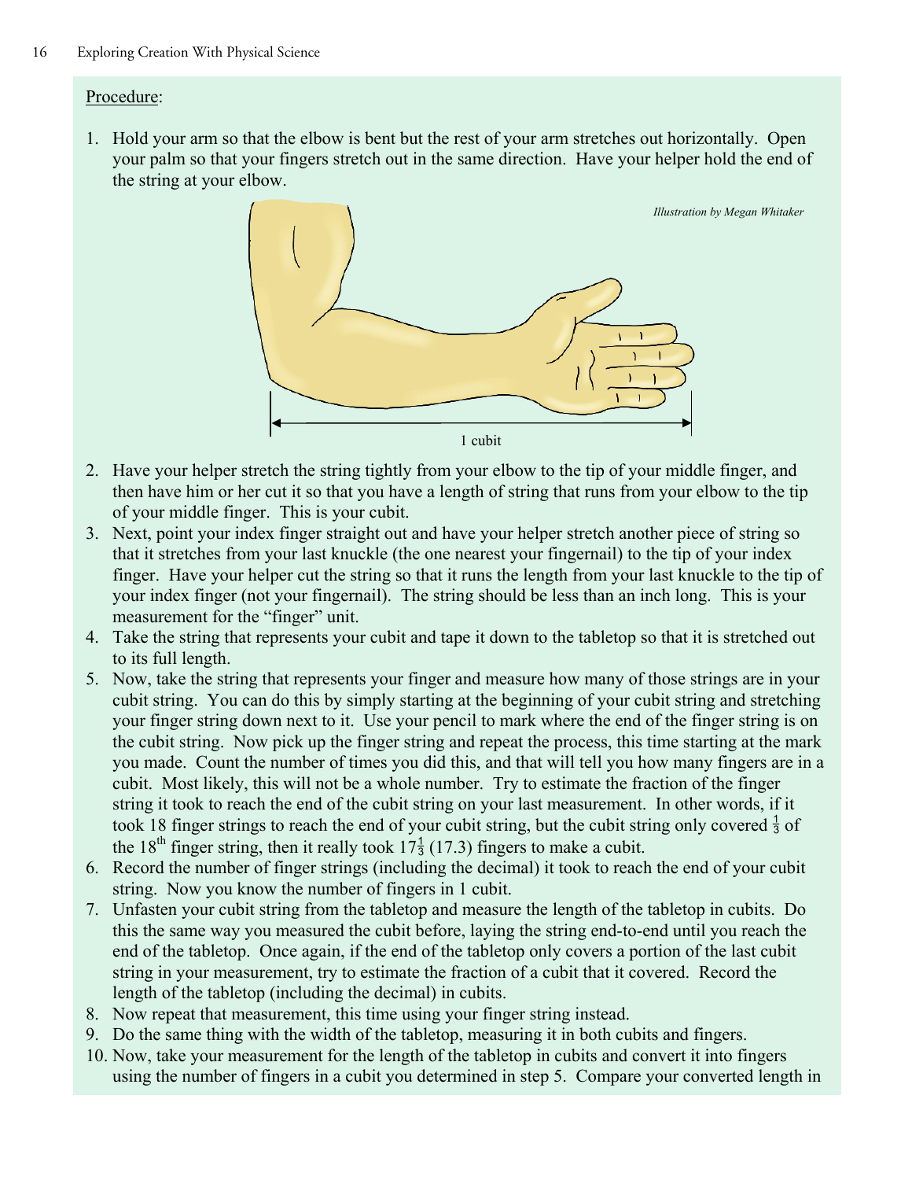Procedure:

1. Hold your arm so that the elbow is bent but the rest of your arm stretches out horizontally. Open your palm so that your fingers stretch out in the same direction. Have your helper hold the end of the string at your elbow.

*Illustration by Megan Whitaker*

1 cubit

2. Have your helper stretch the string tightly from your elbow to the tip of your middle finger, and then have him or her cut it so that you have a length of string that runs from your elbow to the tip of your middle finger. This is your cubit.
3. Next, point your index finger straight out and have your helper stretch another piece of string so that it stretches from your last knuckle (the one nearest your fingernail) to the tip of your index finger. Have your helper cut the string so that it runs the length from your last knuckle to the tip of your index finger (not your fingernail). The string should be less than an inch long. This is your measurement for the "finger" unit.
4. Take the string that represents your cubit and tape it down to the tabletop so that it is stretched out to its full length.
5. Now, take the string that represents your finger and measure how many of those strings are in your cubit string. You can do this by simply starting at the beginning of your cubit string and stretching your finger string down next to it. Use your pencil to mark where the end of the finger string is on the cubit string. Now pick up the finger string and repeat the process, this time starting at the mark you made. Count the number of times you did this, and that will tell you how many fingers are in a cubit. Most likely, this will not be a whole number. Try to estimate the fraction of the finger string it took to reach the end of the cubit string on your last measurement. In other words, if it took 18 finger strings to reach the end of your cubit string, but the cubit string only covered $\frac{1}{3}$ of the 18[th] finger string, then it really took $17\frac{1}{3}$ (17.3) fingers to make a cubit.
6. Record the number of finger strings (including the decimal) it took to reach the end of your cubit string. Now you know the number of fingers in 1 cubit.
7. Unfasten your cubit string from the tabletop and measure the length of the tabletop in cubits. Do this the same way you measured the cubit before, laying the string end-to-end until you reach the end of the tabletop. Once again, if the end of the tabletop only covers a portion of the last cubit string in your measurement, try to estimate the fraction of a cubit that it covered. Record the length of the tabletop (including the decimal) in cubits.
8. Now repeat that measurement, this time using your finger string instead.
9. Do the same thing with the width of the tabletop, measuring it in both cubits and fingers.
10. Now, take your measurement for the length of the tabletop in cubits and convert it into fingers using the number of fingers in a cubit you determined in step 5. Compare your converted length in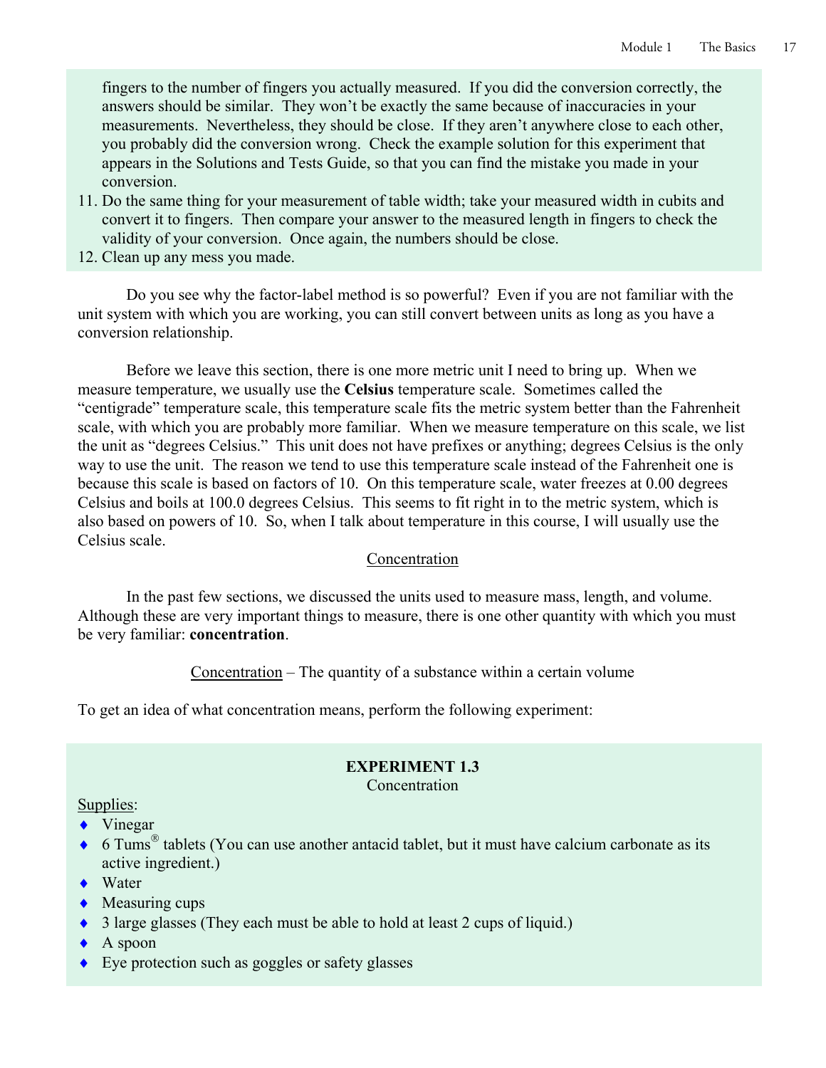fingers to the number of fingers you actually measured. If you did the conversion correctly, the answers should be similar. They won't be exactly the same because of inaccuracies in your measurements. Nevertheless, they should be close. If they aren't anywhere close to each other, you probably did the conversion wrong. Check the example solution for this experiment that appears in the Solutions and Tests Guide, so that you can find the mistake you made in your conversion.

11. Do the same thing for your measurement of table width; take your measured width in cubits and convert it to fingers. Then compare your answer to the measured length in fingers to check the validity of your conversion. Once again, the numbers should be close.
12. Clean up any mess you made.

Do you see why the factor-label method is so powerful? Even if you are not familiar with the unit system with which you are working, you can still convert between units as long as you have a conversion relationship.

Before we leave this section, there is one more metric unit I need to bring up. When we measure temperature, we usually use the **Celsius** temperature scale. Sometimes called the "centigrade" temperature scale, this temperature scale fits the metric system better than the Fahrenheit scale, with which you are probably more familiar. When we measure temperature on this scale, we list the unit as "degrees Celsius." This unit does not have prefixes or anything; degrees Celsius is the only way to use the unit. The reason we tend to use this temperature scale instead of the Fahrenheit one is because this scale is based on factors of 10. On this temperature scale, water freezes at 0.00 degrees Celsius and boils at 100.0 degrees Celsius. This seems to fit right in to the metric system, which is also based on powers of 10. So, when I talk about temperature in this course, I will usually use the Celsius scale.

## Concentration

In the past few sections, we discussed the units used to measure mass, length, and volume. Although these are very important things to measure, there is one other quantity with which you must be very familiar: **concentration**.

Concentration – The quantity of a substance within a certain volume

To get an idea of what concentration means, perform the following experiment:

### EXPERIMENT 1.3
Concentration

Supplies:

- Vinegar
- 6 Tums® tablets (You can use another antacid tablet, but it must have calcium carbonate as its active ingredient.)
- Water
- Measuring cups
- 3 large glasses (They each must be able to hold at least 2 cups of liquid.)
- A spoon
- Eye protection such as goggles or safety glasses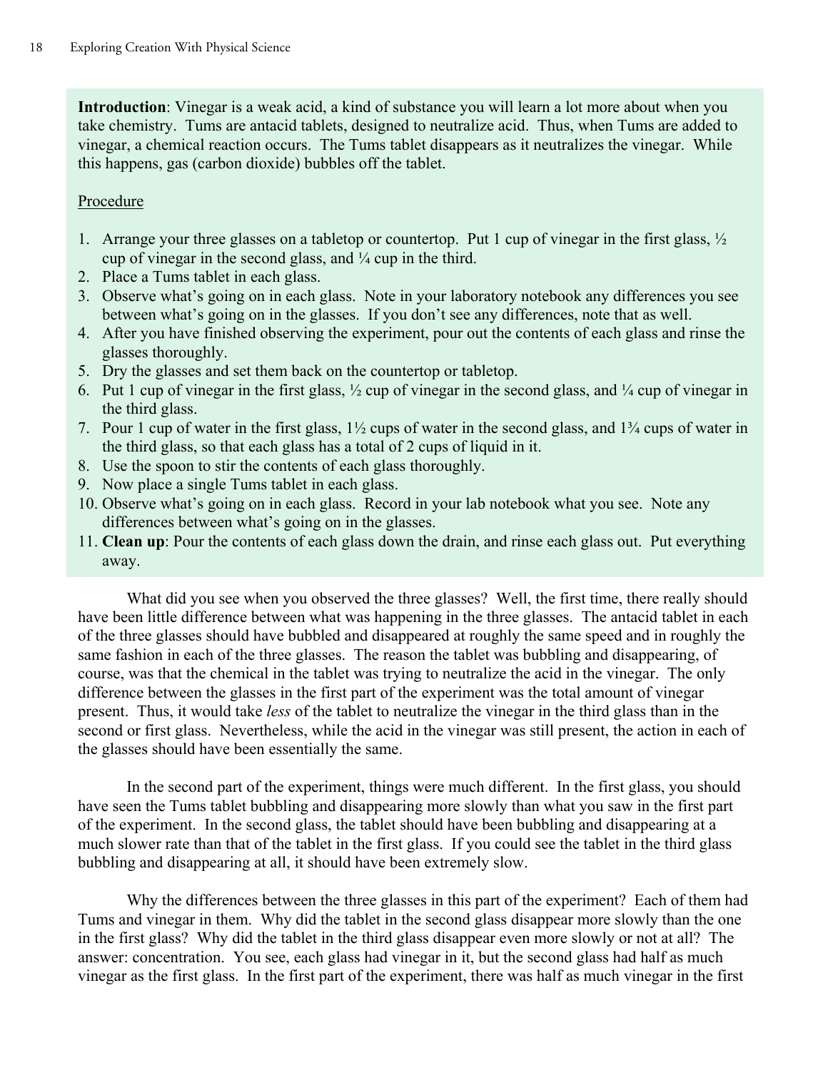**Introduction**: Vinegar is a weak acid, a kind of substance you will learn a lot more about when you take chemistry. Tums are antacid tablets, designed to neutralize acid. Thus, when Tums are added to vinegar, a chemical reaction occurs. The Tums tablet disappears as it neutralizes the vinegar. While this happens, gas (carbon dioxide) bubbles off the tablet.

<u>Procedure</u>

1. Arrange your three glasses on a tabletop or countertop. Put 1 cup of vinegar in the first glass, ½ cup of vinegar in the second glass, and ¼ cup in the third.
2. Place a Tums tablet in each glass.
3. Observe what's going on in each glass. Note in your laboratory notebook any differences you see between what's going on in the glasses. If you don't see any differences, note that as well.
4. After you have finished observing the experiment, pour out the contents of each glass and rinse the glasses thoroughly.
5. Dry the glasses and set them back on the countertop or tabletop.
6. Put 1 cup of vinegar in the first glass, ½ cup of vinegar in the second glass, and ¼ cup of vinegar in the third glass.
7. Pour 1 cup of water in the first glass, 1½ cups of water in the second glass, and 1¾ cups of water in the third glass, so that each glass has a total of 2 cups of liquid in it.
8. Use the spoon to stir the contents of each glass thoroughly.
9. Now place a single Tums tablet in each glass.
10. Observe what's going on in each glass. Record in your lab notebook what you see. Note any differences between what's going on in the glasses.
11. **Clean up**: Pour the contents of each glass down the drain, and rinse each glass out. Put everything away.

What did you see when you observed the three glasses? Well, the first time, there really should have been little difference between what was happening in the three glasses. The antacid tablet in each of the three glasses should have bubbled and disappeared at roughly the same speed and in roughly the same fashion in each of the three glasses. The reason the tablet was bubbling and disappearing, of course, was that the chemical in the tablet was trying to neutralize the acid in the vinegar. The only difference between the glasses in the first part of the experiment was the total amount of vinegar present. Thus, it would take *less* of the tablet to neutralize the vinegar in the third glass than in the second or first glass. Nevertheless, while the acid in the vinegar was still present, the action in each of the glasses should have been essentially the same.

In the second part of the experiment, things were much different. In the first glass, you should have seen the Tums tablet bubbling and disappearing more slowly than what you saw in the first part of the experiment. In the second glass, the tablet should have been bubbling and disappearing at a much slower rate than that of the tablet in the first glass. If you could see the tablet in the third glass bubbling and disappearing at all, it should have been extremely slow.

Why the differences between the three glasses in this part of the experiment? Each of them had Tums and vinegar in them. Why did the tablet in the second glass disappear more slowly than the one in the first glass? Why did the tablet in the third glass disappear even more slowly or not at all? The answer: concentration. You see, each glass had vinegar in it, but the second glass had half as much vinegar as the first glass. In the first part of the experiment, there was half as much vinegar in the first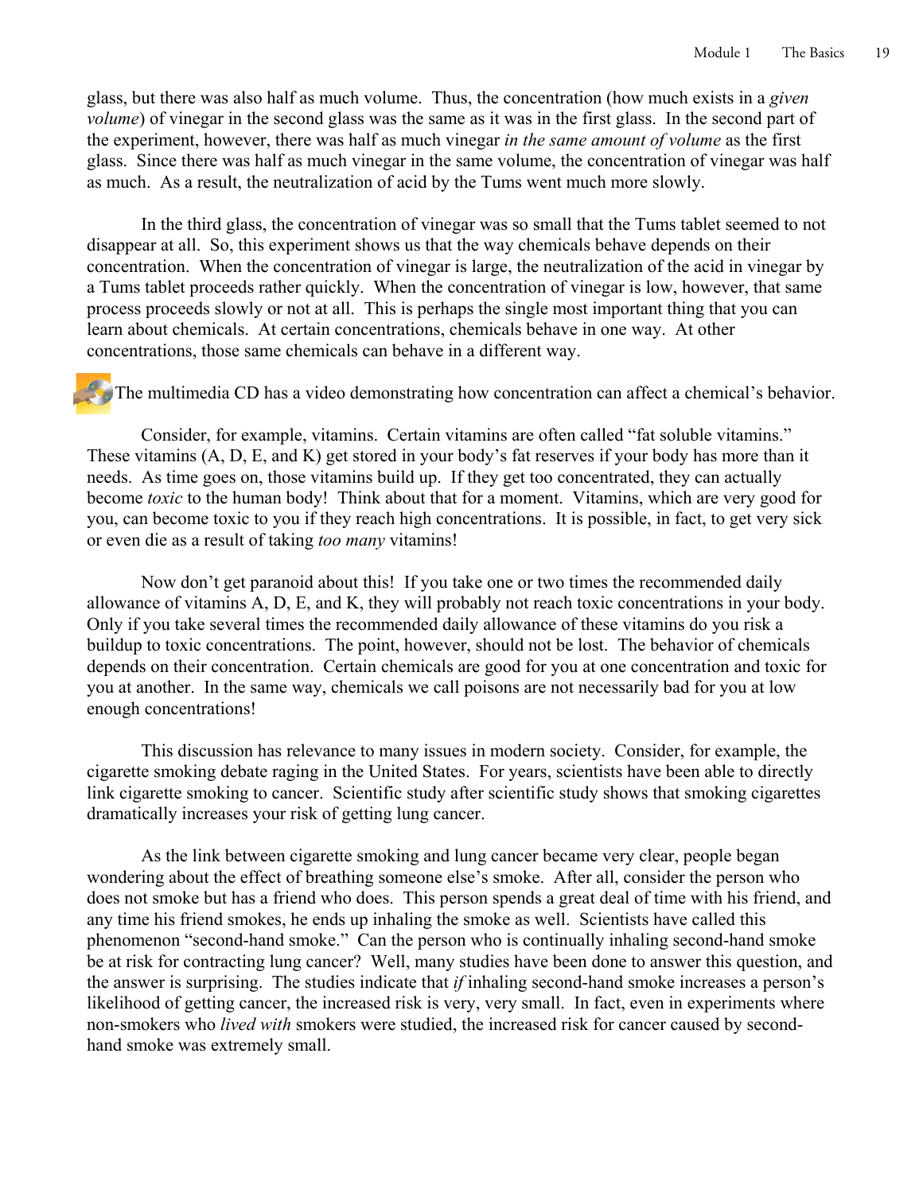glass, but there was also half as much volume. Thus, the concentration (how much exists in a *given volume*) of vinegar in the second glass was the same as it was in the first glass. In the second part of the experiment, however, there was half as much vinegar *in the same amount of volume* as the first glass. Since there was half as much vinegar in the same volume, the concentration of vinegar was half as much. As a result, the neutralization of acid by the Tums went much more slowly.

In the third glass, the concentration of vinegar was so small that the Tums tablet seemed to not disappear at all. So, this experiment shows us that the way chemicals behave depends on their concentration. When the concentration of vinegar is large, the neutralization of the acid in vinegar by a Tums tablet proceeds rather quickly. When the concentration of vinegar is low, however, that same process proceeds slowly or not at all. This is perhaps the single most important thing that you can learn about chemicals. At certain concentrations, chemicals behave in one way. At other concentrations, those same chemicals can behave in a different way.

The multimedia CD has a video demonstrating how concentration can affect a chemical's behavior.

Consider, for example, vitamins. Certain vitamins are often called "fat soluble vitamins." These vitamins (A, D, E, and K) get stored in your body's fat reserves if your body has more than it needs. As time goes on, those vitamins build up. If they get too concentrated, they can actually become *toxic* to the human body! Think about that for a moment. Vitamins, which are very good for you, can become toxic to you if they reach high concentrations. It is possible, in fact, to get very sick or even die as a result of taking *too many* vitamins!

Now don't get paranoid about this! If you take one or two times the recommended daily allowance of vitamins A, D, E, and K, they will probably not reach toxic concentrations in your body. Only if you take several times the recommended daily allowance of these vitamins do you risk a buildup to toxic concentrations. The point, however, should not be lost. The behavior of chemicals depends on their concentration. Certain chemicals are good for you at one concentration and toxic for you at another. In the same way, chemicals we call poisons are not necessarily bad for you at low enough concentrations!

This discussion has relevance to many issues in modern society. Consider, for example, the cigarette smoking debate raging in the United States. For years, scientists have been able to directly link cigarette smoking to cancer. Scientific study after scientific study shows that smoking cigarettes dramatically increases your risk of getting lung cancer.

As the link between cigarette smoking and lung cancer became very clear, people began wondering about the effect of breathing someone else's smoke. After all, consider the person who does not smoke but has a friend who does. This person spends a great deal of time with his friend, and any time his friend smokes, he ends up inhaling the smoke as well. Scientists have called this phenomenon "second-hand smoke." Can the person who is continually inhaling second-hand smoke be at risk for contracting lung cancer? Well, many studies have been done to answer this question, and the answer is surprising. The studies indicate that *if* inhaling second-hand smoke increases a person's likelihood of getting cancer, the increased risk is very, very small. In fact, even in experiments where non-smokers who *lived with* smokers were studied, the increased risk for cancer caused by second-hand smoke was extremely small.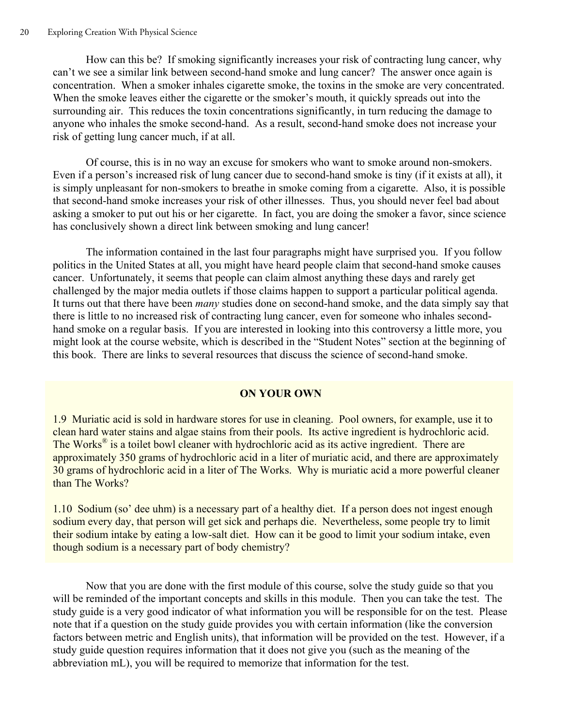How can this be? If smoking significantly increases your risk of contracting lung cancer, why can't we see a similar link between second-hand smoke and lung cancer? The answer once again is concentration. When a smoker inhales cigarette smoke, the toxins in the smoke are very concentrated. When the smoke leaves either the cigarette or the smoker's mouth, it quickly spreads out into the surrounding air. This reduces the toxin concentrations significantly, in turn reducing the damage to anyone who inhales the smoke second-hand. As a result, second-hand smoke does not increase your risk of getting lung cancer much, if at all.

Of course, this is in no way an excuse for smokers who want to smoke around non-smokers. Even if a person's increased risk of lung cancer due to second-hand smoke is tiny (if it exists at all), it is simply unpleasant for non-smokers to breathe in smoke coming from a cigarette. Also, it is possible that second-hand smoke increases your risk of other illnesses. Thus, you should never feel bad about asking a smoker to put out his or her cigarette. In fact, you are doing the smoker a favor, since science has conclusively shown a direct link between smoking and lung cancer!

The information contained in the last four paragraphs might have surprised you. If you follow politics in the United States at all, you might have heard people claim that second-hand smoke causes cancer. Unfortunately, it seems that people can claim almost anything these days and rarely get challenged by the major media outlets if those claims happen to support a particular political agenda. It turns out that there have been *many* studies done on second-hand smoke, and the data simply say that there is little to no increased risk of contracting lung cancer, even for someone who inhales second-hand smoke on a regular basis. If you are interested in looking into this controversy a little more, you might look at the course website, which is described in the "Student Notes" section at the beginning of this book. There are links to several resources that discuss the science of second-hand smoke.

**ON YOUR OWN**

1.9 Muriatic acid is sold in hardware stores for use in cleaning. Pool owners, for example, use it to clean hard water stains and algae stains from their pools. Its active ingredient is hydrochloric acid. The Works® is a toilet bowl cleaner with hydrochloric acid as its active ingredient. There are approximately 350 grams of hydrochloric acid in a liter of muriatic acid, and there are approximately 30 grams of hydrochloric acid in a liter of The Works. Why is muriatic acid a more powerful cleaner than The Works?

1.10 Sodium (so' dee uhm) is a necessary part of a healthy diet. If a person does not ingest enough sodium every day, that person will get sick and perhaps die. Nevertheless, some people try to limit their sodium intake by eating a low-salt diet. How can it be good to limit your sodium intake, even though sodium is a necessary part of body chemistry?

Now that you are done with the first module of this course, solve the study guide so that you will be reminded of the important concepts and skills in this module. Then you can take the test. The study guide is a very good indicator of what information you will be responsible for on the test. Please note that if a question on the study guide provides you with certain information (like the conversion factors between metric and English units), that information will be provided on the test. However, if a study guide question requires information that it does not give you (such as the meaning of the abbreviation mL), you will be required to memorize that information for the test.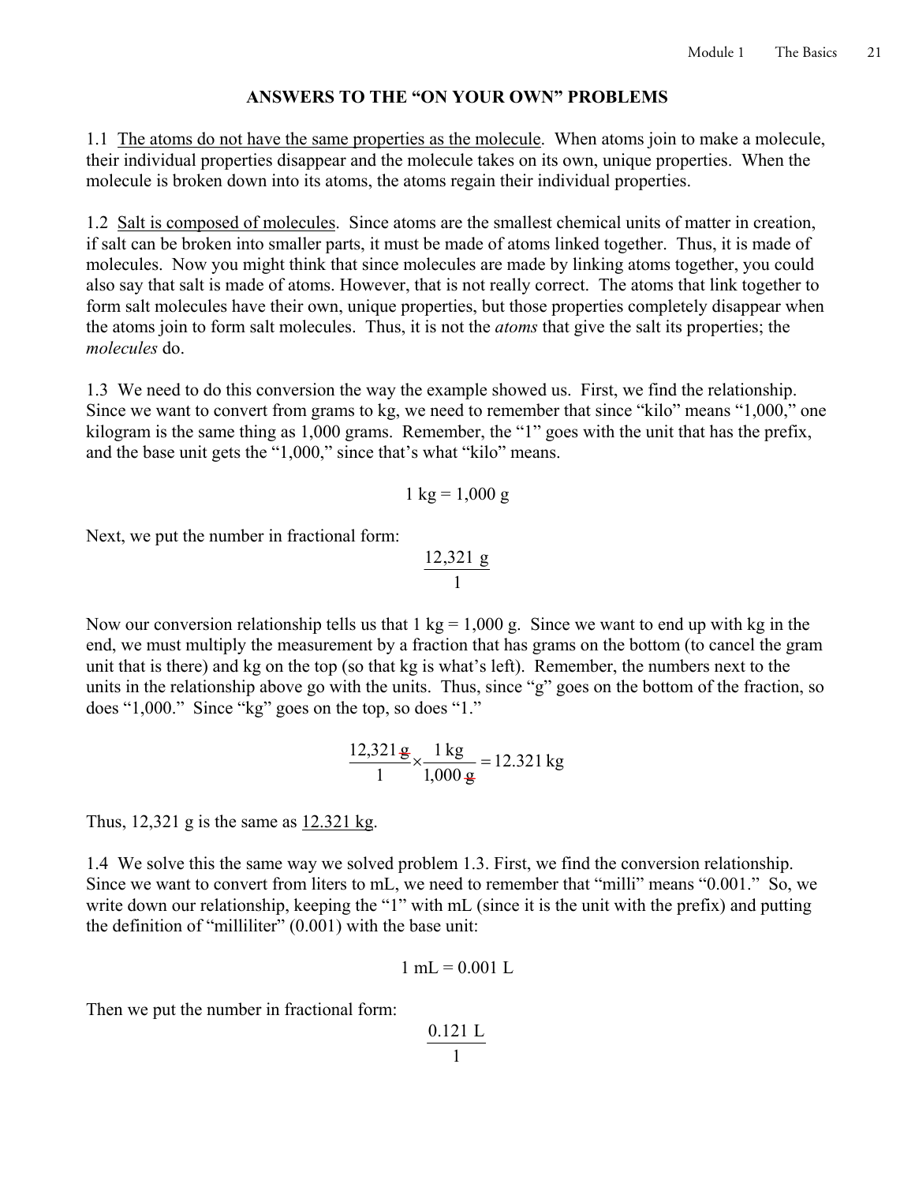## ANSWERS TO THE "ON YOUR OWN" PROBLEMS

1.1 <u>The atoms do not have the same properties as the molecule</u>. When atoms join to make a molecule, their individual properties disappear and the molecule takes on its own, unique properties. When the molecule is broken down into its atoms, the atoms regain their individual properties.

1.2 <u>Salt is composed of molecules</u>. Since atoms are the smallest chemical units of matter in creation, if salt can be broken into smaller parts, it must be made of atoms linked together. Thus, it is made of molecules. Now you might think that since molecules are made by linking atoms together, you could also say that salt is made of atoms. However, that is not really correct. The atoms that link together to form salt molecules have their own, unique properties, but those properties completely disappear when the atoms join to form salt molecules. Thus, it is not the *atoms* that give the salt its properties; the *molecules* do.

1.3 We need to do this conversion the way the example showed us. First, we find the relationship. Since we want to convert from grams to kg, we need to remember that since "kilo" means "1,000," one kilogram is the same thing as 1,000 grams. Remember, the "1" goes with the unit that has the prefix, and the base unit gets the "1,000," since that's what "kilo" means.

$$1 \text{ kg} = 1{,}000 \text{ g}$$

Next, we put the number in fractional form:

$$\frac{12{,}321 \text{ g}}{1}$$

Now our conversion relationship tells us that 1 kg = 1,000 g. Since we want to end up with kg in the end, we must multiply the measurement by a fraction that has grams on the bottom (to cancel the gram unit that is there) and kg on the top (so that kg is what's left). Remember, the numbers next to the units in the relationship above go with the units. Thus, since "g" goes on the bottom of the fraction, so does "1,000." Since "kg" goes on the top, so does "1."

$$\frac{12{,}321 \cancel{\text{g}}}{1} \times \frac{1 \text{ kg}}{1{,}000 \cancel{\text{g}}} = 12.321 \text{ kg}$$

Thus, 12,321 g is the same as <u>12.321 kg</u>.

1.4 We solve this the same way we solved problem 1.3. First, we find the conversion relationship. Since we want to convert from liters to mL, we need to remember that "milli" means "0.001." So, we write down our relationship, keeping the "1" with mL (since it is the unit with the prefix) and putting the definition of "milliliter" (0.001) with the base unit:

$$1 \text{ mL} = 0.001 \text{ L}$$

Then we put the number in fractional form:

$$\frac{0.121 \text{ L}}{1}$$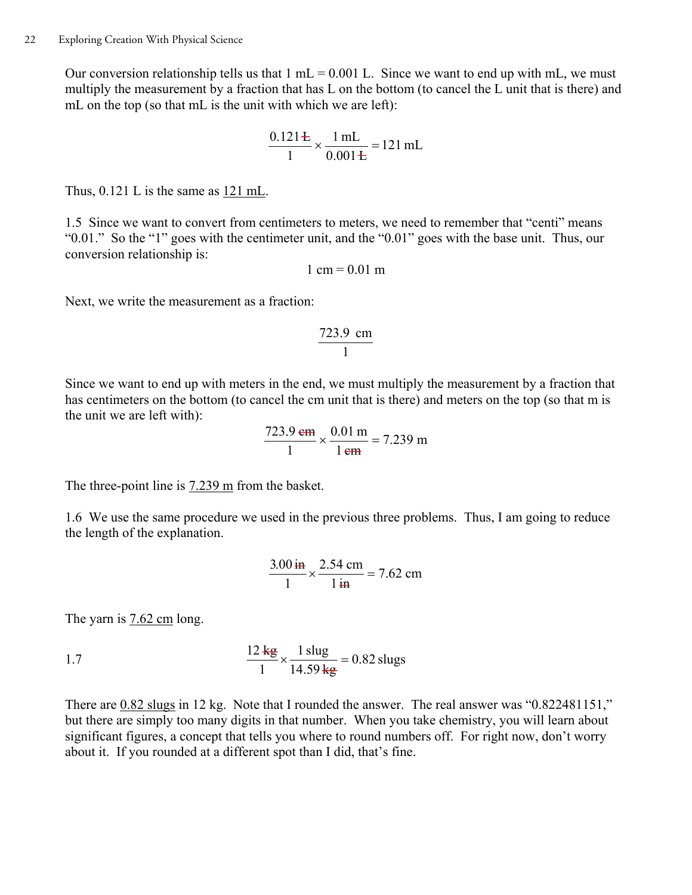Our conversion relationship tells us that 1 mL = 0.001 L. Since we want to end up with mL, we must multiply the measurement by a fraction that has L on the bottom (to cancel the L unit that is there) and mL on the top (so that mL is the unit with which we are left):

$$\frac{0.121\,\cancel{\text{L}}}{1} \times \frac{1\text{ mL}}{0.001\,\cancel{\text{L}}} = 121\text{ mL}$$

Thus, 0.121 L is the same as <u>121 mL</u>.

1.5 Since we want to convert from centimeters to meters, we need to remember that "centi" means "0.01." So the "1" goes with the centimeter unit, and the "0.01" goes with the base unit. Thus, our conversion relationship is:

$$1\text{ cm} = 0.01\text{ m}$$

Next, we write the measurement as a fraction:

$$\frac{723.9\text{ cm}}{1}$$

Since we want to end up with meters in the end, we must multiply the measurement by a fraction that has centimeters on the bottom (to cancel the cm unit that is there) and meters on the top (so that m is the unit we are left with):

$$\frac{723.9\,\cancel{\text{cm}}}{1} \times \frac{0.01\text{ m}}{1\,\cancel{\text{cm}}} = 7.239\text{ m}$$

The three-point line is <u>7.239 m</u> from the basket.

1.6 We use the same procedure we used in the previous three problems. Thus, I am going to reduce the length of the explanation.

$$\frac{3.00\,\cancel{\text{in}}}{1} \times \frac{2.54\text{ cm}}{1\,\cancel{\text{in}}} = 7.62\text{ cm}$$

The yarn is <u>7.62 cm</u> long.

1.7

$$\frac{12\,\cancel{\text{kg}}}{1} \times \frac{1\text{ slug}}{14.59\,\cancel{\text{kg}}} = 0.82\text{ slugs}$$

There are <u>0.82 slugs</u> in 12 kg. Note that I rounded the answer. The real answer was "0.822481151," but there are simply too many digits in that number. When you take chemistry, you will learn about significant figures, a concept that tells you where to round numbers off. For right now, don't worry about it. If you rounded at a different spot than I did, that's fine.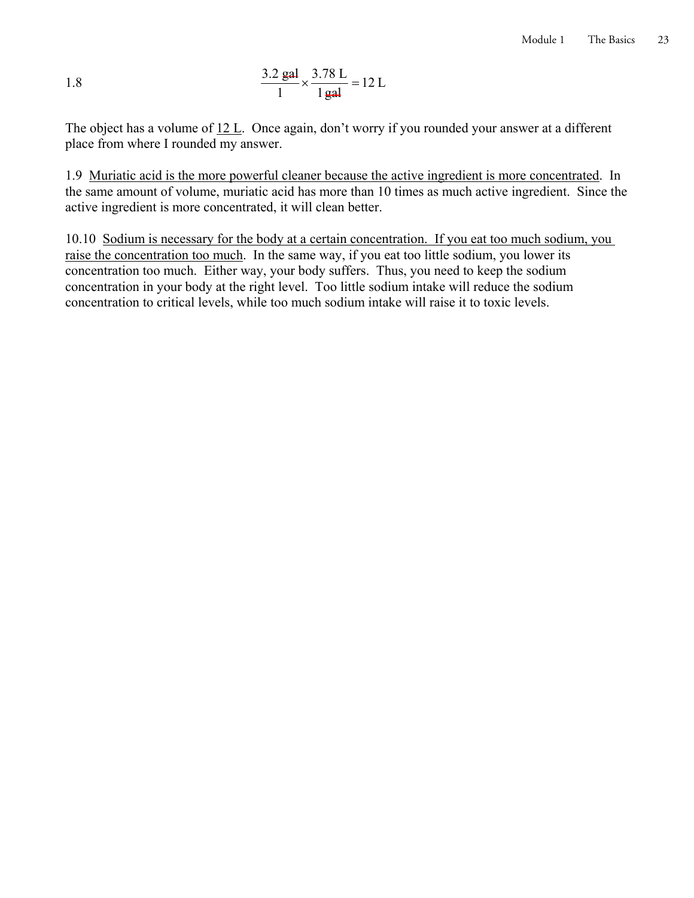1.8 $$\frac{3.2\ \cancel{\text{gal}}}{1} \times \frac{3.78\ \text{L}}{1\ \cancel{\text{gal}}} = 12\ \text{L}$$

The object has a volume of <u>12 L</u>. Once again, don't worry if you rounded your answer at a different place from where I rounded my answer.

1.9 <u>Muriatic acid is the more powerful cleaner because the active ingredient is more concentrated</u>. In the same amount of volume, muriatic acid has more than 10 times as much active ingredient. Since the active ingredient is more concentrated, it will clean better.

10.10 <u>Sodium is necessary for the body at a certain concentration. If you eat too much sodium, you raise the concentration too much</u>. In the same way, if you eat too little sodium, you lower its concentration too much. Either way, your body suffers. Thus, you need to keep the sodium concentration in your body at the right level. Too little sodium intake will reduce the sodium concentration to critical levels, while too much sodium intake will raise it to toxic levels.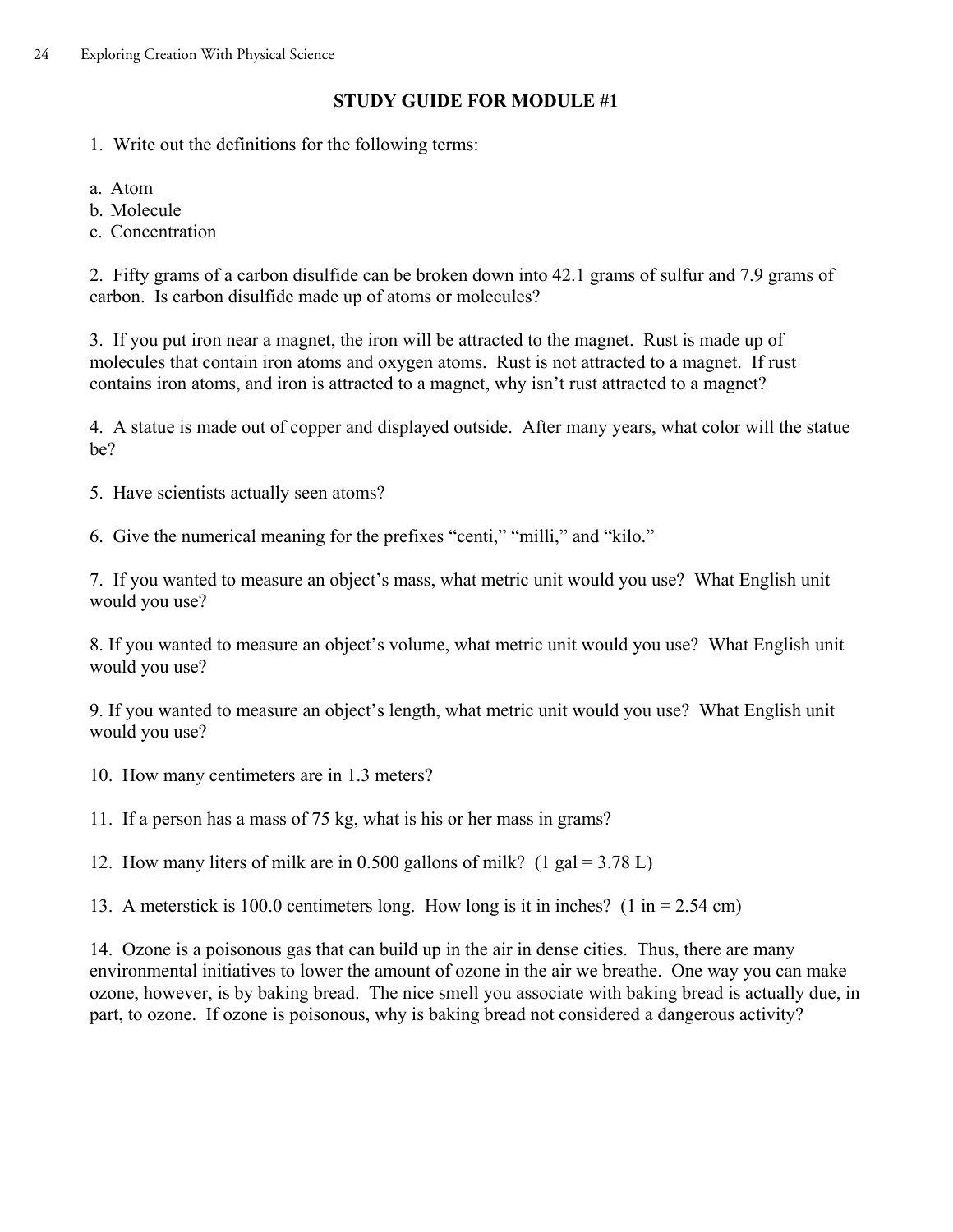## STUDY GUIDE FOR MODULE #1

1. Write out the definitions for the following terms:

a. Atom
b. Molecule
c. Concentration

2. Fifty grams of a carbon disulfide can be broken down into 42.1 grams of sulfur and 7.9 grams of carbon. Is carbon disulfide made up of atoms or molecules?

3. If you put iron near a magnet, the iron will be attracted to the magnet. Rust is made up of molecules that contain iron atoms and oxygen atoms. Rust is not attracted to a magnet. If rust contains iron atoms, and iron is attracted to a magnet, why isn't rust attracted to a magnet?

4. A statue is made out of copper and displayed outside. After many years, what color will the statue be?

5. Have scientists actually seen atoms?

6. Give the numerical meaning for the prefixes "centi," "milli," and "kilo."

7. If you wanted to measure an object's mass, what metric unit would you use? What English unit would you use?

8. If you wanted to measure an object's volume, what metric unit would you use? What English unit would you use?

9. If you wanted to measure an object's length, what metric unit would you use? What English unit would you use?

10. How many centimeters are in 1.3 meters?

11. If a person has a mass of 75 kg, what is his or her mass in grams?

12. How many liters of milk are in 0.500 gallons of milk? (1 gal = 3.78 L)

13. A meterstick is 100.0 centimeters long. How long is it in inches? (1 in = 2.54 cm)

14. Ozone is a poisonous gas that can build up in the air in dense cities. Thus, there are many environmental initiatives to lower the amount of ozone in the air we breathe. One way you can make ozone, however, is by baking bread. The nice smell you associate with baking bread is actually due, in part, to ozone. If ozone is poisonous, why is baking bread not considered a dangerous activity?